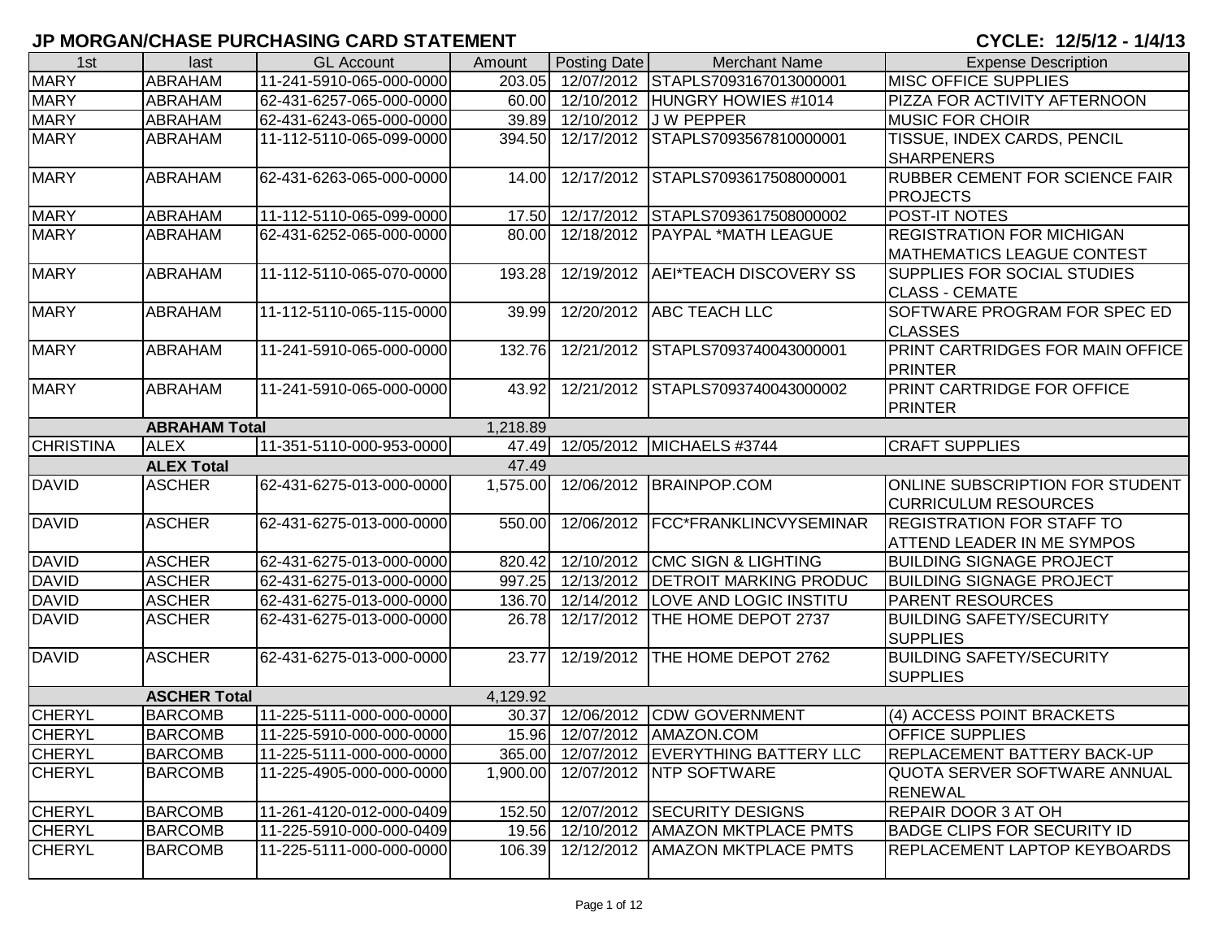# JP MORGAN/CHASE PURCHASING CARD STATEMENT

**CYCLE: 12/5/12 - 1/4/13**

| 1st | last | GL Account | Amount | Posting Date | Merchant Name | Expense Description |
|---|---|---|---|---|---|---|
| MARY | ABRAHAM | 11-241-5910-065-000-0000 | 203.05 | 12/07/2012 | STAPLS7093167013000001 | MISC OFFICE SUPPLIES |
| MARY | ABRAHAM | 62-431-6257-065-000-0000 | 60.00 | 12/10/2012 | HUNGRY HOWIES #1014 | PIZZA FOR ACTIVITY AFTERNOON |
| MARY | ABRAHAM | 62-431-6243-065-000-0000 | 39.89 | 12/10/2012 | J W PEPPER | MUSIC FOR CHOIR |
| MARY | ABRAHAM | 11-112-5110-065-099-0000 | 394.50 | 12/17/2012 | STAPLS7093567810000001 | TISSUE, INDEX CARDS, PENCIL SHARPENERS |
| MARY | ABRAHAM | 62-431-6263-065-000-0000 | 14.00 | 12/17/2012 | STAPLS7093617508000001 | RUBBER CEMENT FOR SCIENCE FAIR PROJECTS |
| MARY | ABRAHAM | 11-112-5110-065-099-0000 | 17.50 | 12/17/2012 | STAPLS7093617508000002 | POST-IT NOTES |
| MARY | ABRAHAM | 62-431-6252-065-000-0000 | 80.00 | 12/18/2012 | PAYPAL *MATH LEAGUE | REGISTRATION FOR MICHIGAN MATHEMATICS LEAGUE CONTEST |
| MARY | ABRAHAM | 11-112-5110-065-070-0000 | 193.28 | 12/19/2012 | AEI*TEACH DISCOVERY SS | SUPPLIES FOR SOCIAL STUDIES CLASS - CEMATE |
| MARY | ABRAHAM | 11-112-5110-065-115-0000 | 39.99 | 12/20/2012 | ABC TEACH LLC | SOFTWARE PROGRAM FOR SPEC ED CLASSES |
| MARY | ABRAHAM | 11-241-5910-065-000-0000 | 132.76 | 12/21/2012 | STAPLS7093740043000001 | PRINT CARTRIDGES FOR MAIN OFFICE PRINTER |
| MARY | ABRAHAM | 11-241-5910-065-000-0000 | 43.92 | 12/21/2012 | STAPLS7093740043000002 | PRINT CARTRIDGE FOR OFFICE PRINTER |
| | **ABRAHAM Total** | | 1,218.89 | | | |
| CHRISTINA | ALEX | 11-351-5110-000-953-0000 | 47.49 | 12/05/2012 | MICHAELS #3744 | CRAFT SUPPLIES |
| | **ALEX Total** | | 47.49 | | | |
| DAVID | ASCHER | 62-431-6275-013-000-0000 | 1,575.00 | 12/06/2012 | BRAINPOP.COM | ONLINE SUBSCRIPTION FOR STUDENT CURRICULUM RESOURCES |
| DAVID | ASCHER | 62-431-6275-013-000-0000 | 550.00 | 12/06/2012 | FCC*FRANKLINCVYSEMINAR | REGISTRATION FOR STAFF TO ATTEND LEADER IN ME SYMPOS |
| DAVID | ASCHER | 62-431-6275-013-000-0000 | 820.42 | 12/10/2012 | CMC SIGN & LIGHTING | BUILDING SIGNAGE PROJECT |
| DAVID | ASCHER | 62-431-6275-013-000-0000 | 997.25 | 12/13/2012 | DETROIT MARKING PRODUC | BUILDING SIGNAGE PROJECT |
| DAVID | ASCHER | 62-431-6275-013-000-0000 | 136.70 | 12/14/2012 | LOVE AND LOGIC INSTITU | PARENT RESOURCES |
| DAVID | ASCHER | 62-431-6275-013-000-0000 | 26.78 | 12/17/2012 | THE HOME DEPOT 2737 | BUILDING SAFETY/SECURITY SUPPLIES |
| DAVID | ASCHER | 62-431-6275-013-000-0000 | 23.77 | 12/19/2012 | THE HOME DEPOT 2762 | BUILDING SAFETY/SECURITY SUPPLIES |
| | **ASCHER Total** | | 4,129.92 | | | |
| CHERYL | BARCOMB | 11-225-5111-000-000-0000 | 30.37 | 12/06/2012 | CDW GOVERNMENT | (4) ACCESS POINT BRACKETS |
| CHERYL | BARCOMB | 11-225-5910-000-000-0000 | 15.96 | 12/07/2012 | AMAZON.COM | OFFICE SUPPLIES |
| CHERYL | BARCOMB | 11-225-5111-000-000-0000 | 365.00 | 12/07/2012 | EVERYTHING BATTERY LLC | REPLACEMENT BATTERY BACK-UP |
| CHERYL | BARCOMB | 11-225-4905-000-000-0000 | 1,900.00 | 12/07/2012 | NTP SOFTWARE | QUOTA SERVER SOFTWARE ANNUAL RENEWAL |
| CHERYL | BARCOMB | 11-261-4120-012-000-0409 | 152.50 | 12/07/2012 | SECURITY DESIGNS | REPAIR DOOR 3 AT OH |
| CHERYL | BARCOMB | 11-225-5910-000-000-0409 | 19.56 | 12/10/2012 | AMAZON MKTPLACE PMTS | BADGE CLIPS FOR SECURITY ID |
| CHERYL | BARCOMB | 11-225-5111-000-000-0000 | 106.39 | 12/12/2012 | AMAZON MKTPLACE PMTS | REPLACEMENT LAPTOP KEYBOARDS |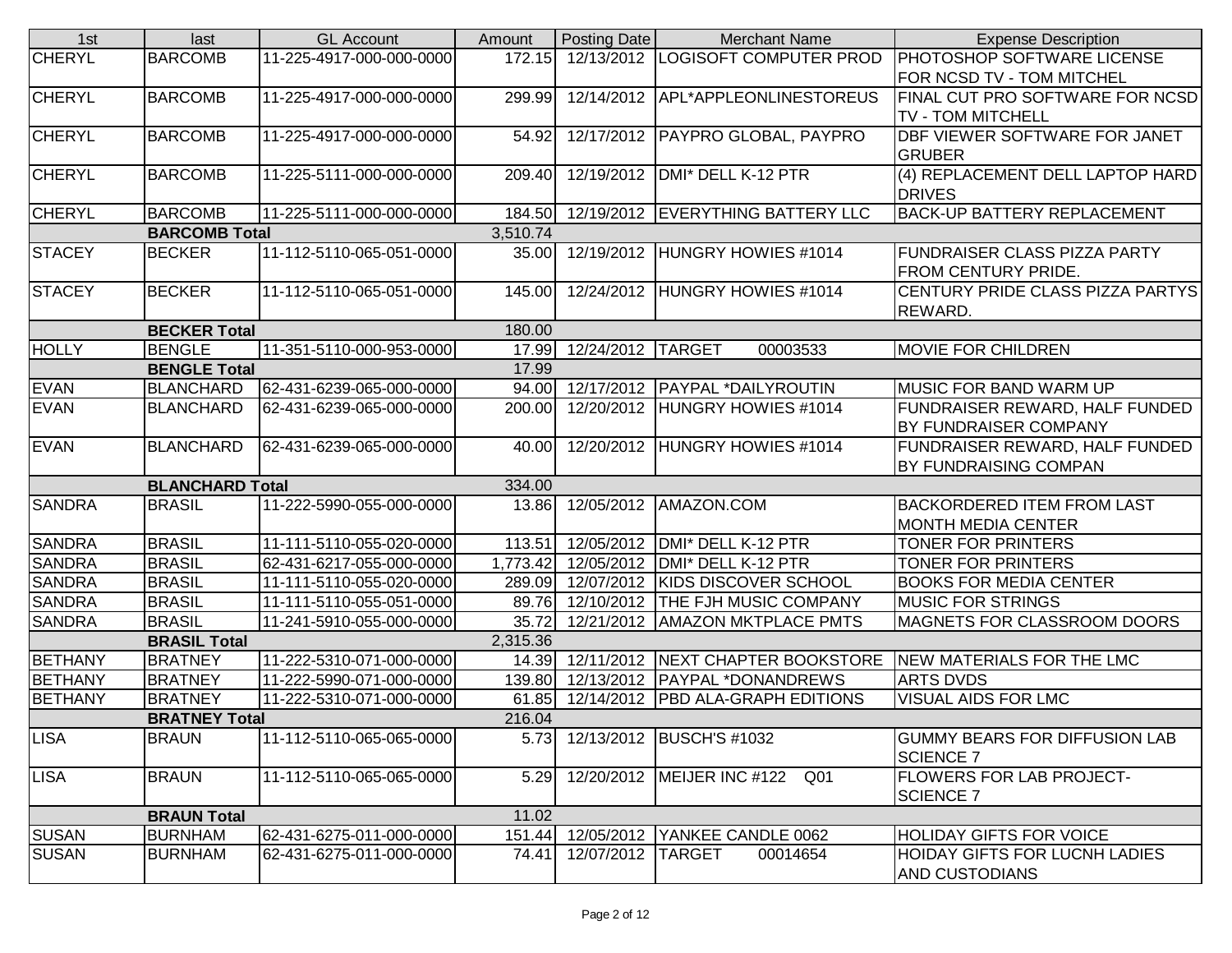| 1st | last | GL Account | Amount | Posting Date | Merchant Name | Expense Description |
|---|---|---|---|---|---|---|
| CHERYL | BARCOMB | 11-225-4917-000-000-0000 | 172.15 | 12/13/2012 | LOGISOFT COMPUTER PROD | PHOTOSHOP SOFTWARE LICENSE FOR NCSD TV - TOM MITCHEL |
| CHERYL | BARCOMB | 11-225-4917-000-000-0000 | 299.99 | 12/14/2012 | APL*APPLEONLINESTOREUS | FINAL CUT PRO SOFTWARE FOR NCSD TV - TOM MITCHELL |
| CHERYL | BARCOMB | 11-225-4917-000-000-0000 | 54.92 | 12/17/2012 | PAYPRO GLOBAL, PAYPRO | DBF VIEWER SOFTWARE FOR JANET GRUBER |
| CHERYL | BARCOMB | 11-225-5111-000-000-0000 | 209.40 | 12/19/2012 | DMI* DELL K-12 PTR | (4) REPLACEMENT DELL LAPTOP HARD DRIVES |
| CHERYL | BARCOMB | 11-225-5111-000-000-0000 | 184.50 | 12/19/2012 | EVERYTHING BATTERY LLC | BACK-UP BATTERY REPLACEMENT |
| | **BARCOMB Total** | | 3,510.74 | | | |
| STACEY | BECKER | 11-112-5110-065-051-0000 | 35.00 | 12/19/2012 | HUNGRY HOWIES #1014 | FUNDRAISER CLASS PIZZA PARTY FROM CENTURY PRIDE. |
| STACEY | BECKER | 11-112-5110-065-051-0000 | 145.00 | 12/24/2012 | HUNGRY HOWIES #1014 | CENTURY PRIDE CLASS PIZZA PARTYS REWARD. |
| | **BECKER Total** | | 180.00 | | | |
| HOLLY | BENGLE | 11-351-5110-000-953-0000 | 17.99 | 12/24/2012 | TARGET 00003533 | MOVIE FOR CHILDREN |
| | **BENGLE Total** | | 17.99 | | | |
| EVAN | BLANCHARD | 62-431-6239-065-000-0000 | 94.00 | 12/17/2012 | PAYPAL *DAILYROUTIN | MUSIC FOR BAND WARM UP |
| EVAN | BLANCHARD | 62-431-6239-065-000-0000 | 200.00 | 12/20/2012 | HUNGRY HOWIES #1014 | FUNDRAISER REWARD, HALF FUNDED BY FUNDRAISER COMPANY |
| EVAN | BLANCHARD | 62-431-6239-065-000-0000 | 40.00 | 12/20/2012 | HUNGRY HOWIES #1014 | FUNDRAISER REWARD, HALF FUNDED BY FUNDRAISING COMPAN |
| | **BLANCHARD Total** | | 334.00 | | | |
| SANDRA | BRASIL | 11-222-5990-055-000-0000 | 13.86 | 12/05/2012 | AMAZON.COM | BACKORDERED ITEM FROM LAST MONTH MEDIA CENTER |
| SANDRA | BRASIL | 11-111-5110-055-020-0000 | 113.51 | 12/05/2012 | DMI* DELL K-12 PTR | TONER FOR PRINTERS |
| SANDRA | BRASIL | 62-431-6217-055-000-0000 | 1,773.42 | 12/05/2012 | DMI* DELL K-12 PTR | TONER FOR PRINTERS |
| SANDRA | BRASIL | 11-111-5110-055-020-0000 | 289.09 | 12/07/2012 | KIDS DISCOVER SCHOOL | BOOKS FOR MEDIA CENTER |
| SANDRA | BRASIL | 11-111-5110-055-051-0000 | 89.76 | 12/10/2012 | THE FJH MUSIC COMPANY | MUSIC FOR STRINGS |
| SANDRA | BRASIL | 11-241-5910-055-000-0000 | 35.72 | 12/21/2012 | AMAZON MKTPLACE PMTS | MAGNETS FOR CLASSROOM DOORS |
| | **BRASIL Total** | | 2,315.36 | | | |
| BETHANY | BRATNEY | 11-222-5310-071-000-0000 | 14.39 | 12/11/2012 | NEXT CHAPTER BOOKSTORE | NEW MATERIALS FOR THE LMC |
| BETHANY | BRATNEY | 11-222-5990-071-000-0000 | 139.80 | 12/13/2012 | PAYPAL *DONANDREWS | ARTS DVDS |
| BETHANY | BRATNEY | 11-222-5310-071-000-0000 | 61.85 | 12/14/2012 | PBD ALA-GRAPH EDITIONS | VISUAL AIDS FOR LMC |
| | **BRATNEY Total** | | 216.04 | | | |
| LISA | BRAUN | 11-112-5110-065-065-0000 | 5.73 | 12/13/2012 | BUSCH'S #1032 | GUMMY BEARS FOR DIFFUSION LAB SCIENCE 7 |
| LISA | BRAUN | 11-112-5110-065-065-0000 | 5.29 | 12/20/2012 | MEIJER INC #122 Q01 | FLOWERS FOR LAB PROJECT-SCIENCE 7 |
| | **BRAUN Total** | | 11.02 | | | |
| SUSAN | BURNHAM | 62-431-6275-011-000-0000 | 151.44 | 12/05/2012 | YANKEE CANDLE 0062 | HOLIDAY GIFTS FOR VOICE |
| SUSAN | BURNHAM | 62-431-6275-011-000-0000 | 74.41 | 12/07/2012 | TARGET 00014654 | HOIDAY GIFTS FOR LUCNH LADIES AND CUSTODIANS |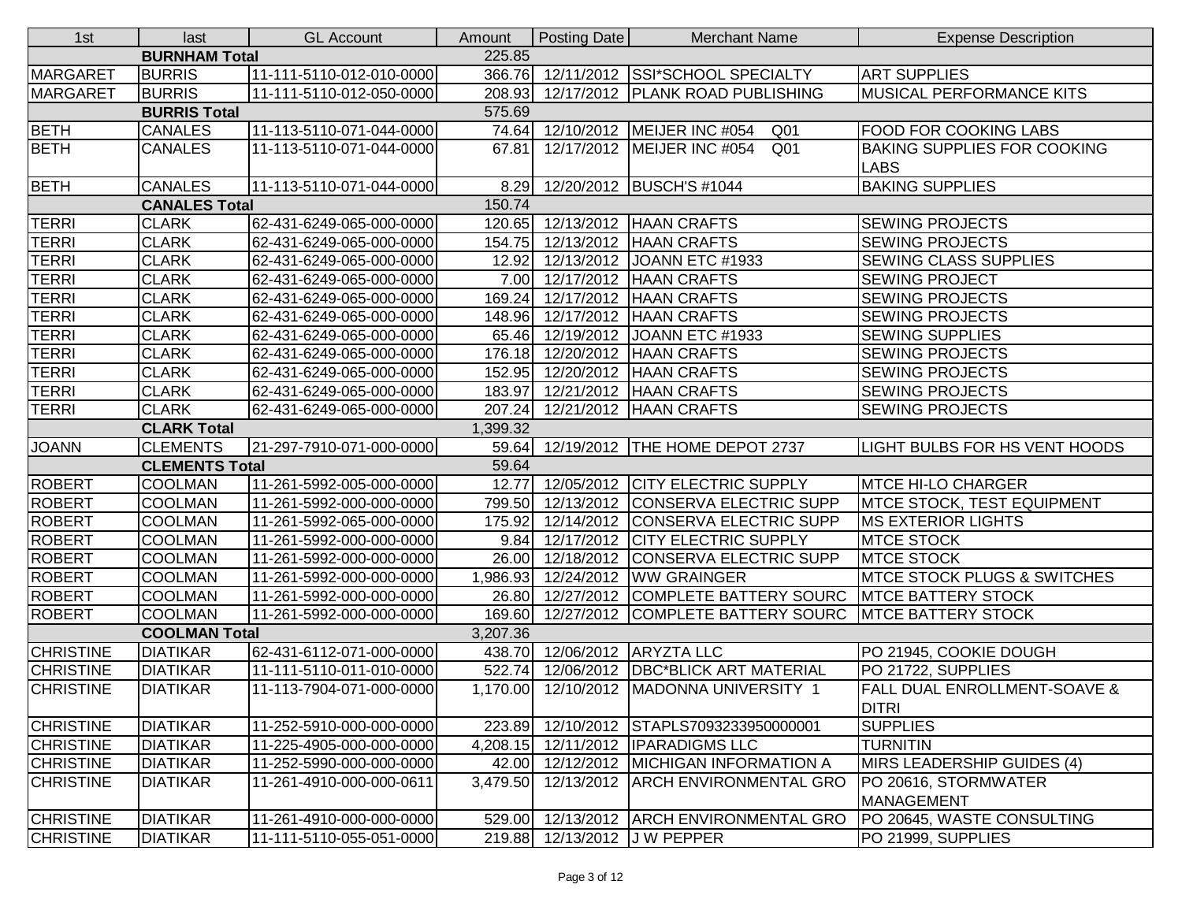| 1st | last | GL Account | Amount | Posting Date | Merchant Name | Expense Description |
|---|---|---|---|---|---|---|
| | BURNHAM Total | | 225.85 | | | |
| MARGARET | BURRIS | 11-111-5110-012-010-0000 | 366.76 | 12/11/2012 | SSI*SCHOOL SPECIALTY | ART SUPPLIES |
| MARGARET | BURRIS | 11-111-5110-012-050-0000 | 208.93 | 12/17/2012 | PLANK ROAD PUBLISHING | MUSICAL PERFORMANCE KITS |
| | BURRIS Total | | 575.69 | | | |
| BETH | CANALES | 11-113-5110-071-044-0000 | 74.64 | 12/10/2012 | MEIJER INC #054 Q01 | FOOD FOR COOKING LABS |
| BETH | CANALES | 11-113-5110-071-044-0000 | 67.81 | 12/17/2012 | MEIJER INC #054 Q01 | BAKING SUPPLIES FOR COOKING LABS |
| BETH | CANALES | 11-113-5110-071-044-0000 | 8.29 | 12/20/2012 | BUSCH'S #1044 | BAKING SUPPLIES |
| | CANALES Total | | 150.74 | | | |
| TERRI | CLARK | 62-431-6249-065-000-0000 | 120.65 | 12/13/2012 | HAAN CRAFTS | SEWING PROJECTS |
| TERRI | CLARK | 62-431-6249-065-000-0000 | 154.75 | 12/13/2012 | HAAN CRAFTS | SEWING PROJECTS |
| TERRI | CLARK | 62-431-6249-065-000-0000 | 12.92 | 12/13/2012 | JOANN ETC #1933 | SEWING CLASS SUPPLIES |
| TERRI | CLARK | 62-431-6249-065-000-0000 | 7.00 | 12/17/2012 | HAAN CRAFTS | SEWING PROJECT |
| TERRI | CLARK | 62-431-6249-065-000-0000 | 169.24 | 12/17/2012 | HAAN CRAFTS | SEWING PROJECTS |
| TERRI | CLARK | 62-431-6249-065-000-0000 | 148.96 | 12/17/2012 | HAAN CRAFTS | SEWING PROJECTS |
| TERRI | CLARK | 62-431-6249-065-000-0000 | 65.46 | 12/19/2012 | JOANN ETC #1933 | SEWING SUPPLIES |
| TERRI | CLARK | 62-431-6249-065-000-0000 | 176.18 | 12/20/2012 | HAAN CRAFTS | SEWING PROJECTS |
| TERRI | CLARK | 62-431-6249-065-000-0000 | 152.95 | 12/20/2012 | HAAN CRAFTS | SEWING PROJECTS |
| TERRI | CLARK | 62-431-6249-065-000-0000 | 183.97 | 12/21/2012 | HAAN CRAFTS | SEWING PROJECTS |
| TERRI | CLARK | 62-431-6249-065-000-0000 | 207.24 | 12/21/2012 | HAAN CRAFTS | SEWING PROJECTS |
| | CLARK Total | | 1,399.32 | | | |
| JOANN | CLEMENTS | 21-297-7910-071-000-0000 | 59.64 | 12/19/2012 | THE HOME DEPOT 2737 | LIGHT BULBS FOR HS VENT HOODS |
| | CLEMENTS Total | | 59.64 | | | |
| ROBERT | COOLMAN | 11-261-5992-005-000-0000 | 12.77 | 12/05/2012 | CITY ELECTRIC SUPPLY | MTCE HI-LO CHARGER |
| ROBERT | COOLMAN | 11-261-5992-000-000-0000 | 799.50 | 12/13/2012 | CONSERVA ELECTRIC SUPP | MTCE STOCK, TEST EQUIPMENT |
| ROBERT | COOLMAN | 11-261-5992-065-000-0000 | 175.92 | 12/14/2012 | CONSERVA ELECTRIC SUPP | MS EXTERIOR LIGHTS |
| ROBERT | COOLMAN | 11-261-5992-000-000-0000 | 9.84 | 12/17/2012 | CITY ELECTRIC SUPPLY | MTCE STOCK |
| ROBERT | COOLMAN | 11-261-5992-000-000-0000 | 26.00 | 12/18/2012 | CONSERVA ELECTRIC SUPP | MTCE STOCK |
| ROBERT | COOLMAN | 11-261-5992-000-000-0000 | 1,986.93 | 12/24/2012 | WW GRAINGER | MTCE STOCK PLUGS & SWITCHES |
| ROBERT | COOLMAN | 11-261-5992-000-000-0000 | 26.80 | 12/27/2012 | COMPLETE BATTERY SOURC | MTCE BATTERY STOCK |
| ROBERT | COOLMAN | 11-261-5992-000-000-0000 | 169.60 | 12/27/2012 | COMPLETE BATTERY SOURC | MTCE BATTERY STOCK |
| | COOLMAN Total | | 3,207.36 | | | |
| CHRISTINE | DIATIKAR | 62-431-6112-071-000-0000 | 438.70 | 12/06/2012 | ARYZTA LLC | PO 21945, COOKIE DOUGH |
| CHRISTINE | DIATIKAR | 11-111-5110-011-010-0000 | 522.74 | 12/06/2012 | DBC*BLICK ART MATERIAL | PO 21722, SUPPLIES |
| CHRISTINE | DIATIKAR | 11-113-7904-071-000-0000 | 1,170.00 | 12/10/2012 | MADONNA UNIVERSITY 1 | FALL DUAL ENROLLMENT-SOAVE & DITRI |
| CHRISTINE | DIATIKAR | 11-252-5910-000-000-0000 | 223.89 | 12/10/2012 | STAPLS7093233950000001 | SUPPLIES |
| CHRISTINE | DIATIKAR | 11-225-4905-000-000-0000 | 4,208.15 | 12/11/2012 | IPARADIGMS LLC | TURNITIN |
| CHRISTINE | DIATIKAR | 11-252-5990-000-000-0000 | 42.00 | 12/12/2012 | MICHIGAN INFORMATION A | MIRS LEADERSHIP GUIDES (4) |
| CHRISTINE | DIATIKAR | 11-261-4910-000-000-0611 | 3,479.50 | 12/13/2012 | ARCH ENVIRONMENTAL GRO | PO 20616, STORMWATER MANAGEMENT |
| CHRISTINE | DIATIKAR | 11-261-4910-000-000-0000 | 529.00 | 12/13/2012 | ARCH ENVIRONMENTAL GRO | PO 20645, WASTE CONSULTING |
| CHRISTINE | DIATIKAR | 11-111-5110-055-051-0000 | 219.88 | 12/13/2012 | J W PEPPER | PO 21999, SUPPLIES |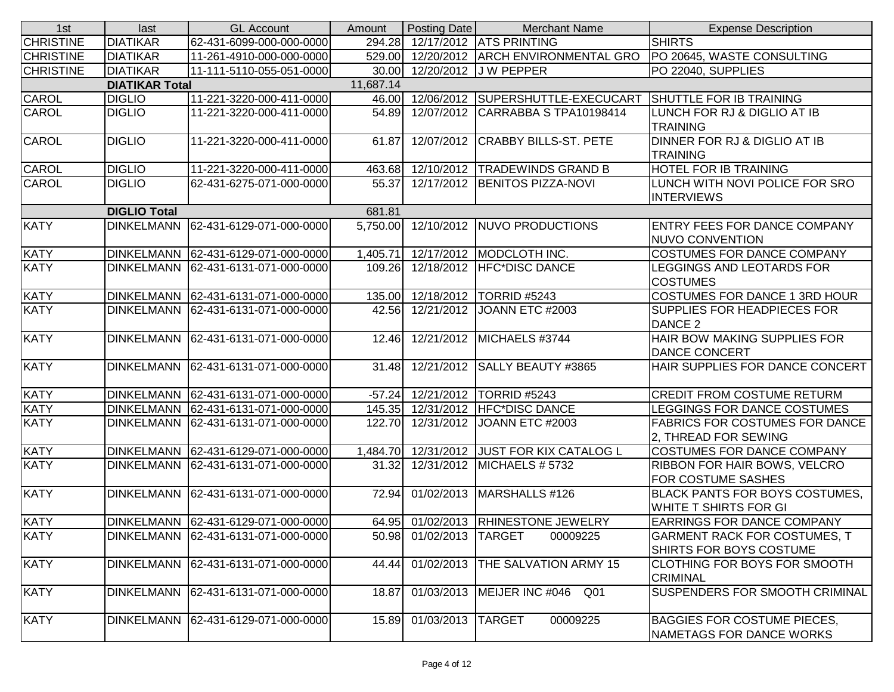| 1st | last | GL Account | Amount | Posting Date | Merchant Name | Expense Description |
|---|---|---|---|---|---|---|
| CHRISTINE | DIATIKAR | 62-431-6099-000-000-0000 | 294.28 | 12/17/2012 | ATS PRINTING | SHIRTS |
| CHRISTINE | DIATIKAR | 11-261-4910-000-000-0000 | 529.00 | 12/20/2012 | ARCH ENVIRONMENTAL GRO | PO 20645, WASTE CONSULTING |
| CHRISTINE | DIATIKAR | 11-111-5110-055-051-0000 | 30.00 | 12/20/2012 | J W PEPPER | PO 22040, SUPPLIES |
| | **DIATIKAR Total** | | 11,687.14 | | | |
| CAROL | DIGLIO | 11-221-3220-000-411-0000 | 46.00 | 12/06/2012 | SUPERSHUTTLE-EXECUCART | SHUTTLE FOR IB TRAINING |
| CAROL | DIGLIO | 11-221-3220-000-411-0000 | 54.89 | 12/07/2012 | CARRABBA S TPA10198414 | LUNCH FOR RJ & DIGLIO AT IB TRAINING |
| CAROL | DIGLIO | 11-221-3220-000-411-0000 | 61.87 | 12/07/2012 | CRABBY BILLS-ST. PETE | DINNER FOR RJ & DIGLIO AT IB TRAINING |
| CAROL | DIGLIO | 11-221-3220-000-411-0000 | 463.68 | 12/10/2012 | TRADEWINDS GRAND B | HOTEL FOR IB TRAINING |
| CAROL | DIGLIO | 62-431-6275-071-000-0000 | 55.37 | 12/17/2012 | BENITOS PIZZA-NOVI | LUNCH WITH NOVI POLICE FOR SRO INTERVIEWS |
| | **DIGLIO Total** | | 681.81 | | | |
| KATY | DINKELMANN | 62-431-6129-071-000-0000 | 5,750.00 | 12/10/2012 | NUVO PRODUCTIONS | ENTRY FEES FOR DANCE COMPANY NUVO CONVENTION |
| KATY | DINKELMANN | 62-431-6129-071-000-0000 | 1,405.71 | 12/17/2012 | MODCLOTH INC. | COSTUMES FOR DANCE COMPANY |
| KATY | DINKELMANN | 62-431-6131-071-000-0000 | 109.26 | 12/18/2012 | HFC*DISC DANCE | LEGGINGS AND LEOTARDS FOR COSTUMES |
| KATY | DINKELMANN | 62-431-6131-071-000-0000 | 135.00 | 12/18/2012 | TORRID #5243 | COSTUMES FOR DANCE 1 3RD HOUR |
| KATY | DINKELMANN | 62-431-6131-071-000-0000 | 42.56 | 12/21/2012 | JOANN ETC #2003 | SUPPLIES FOR HEADPIECES FOR DANCE 2 |
| KATY | DINKELMANN | 62-431-6131-071-000-0000 | 12.46 | 12/21/2012 | MICHAELS #3744 | HAIR BOW MAKING SUPPLIES FOR DANCE CONCERT |
| KATY | DINKELMANN | 62-431-6131-071-000-0000 | 31.48 | 12/21/2012 | SALLY BEAUTY #3865 | HAIR SUPPLIES FOR DANCE CONCERT |
| KATY | DINKELMANN | 62-431-6131-071-000-0000 | -57.24 | 12/21/2012 | TORRID #5243 | CREDIT FROM COSTUME RETURM |
| KATY | DINKELMANN | 62-431-6131-071-000-0000 | 145.35 | 12/31/2012 | HFC*DISC DANCE | LEGGINGS FOR DANCE COSTUMES |
| KATY | DINKELMANN | 62-431-6131-071-000-0000 | 122.70 | 12/31/2012 | JOANN ETC #2003 | FABRICS FOR COSTUMES FOR DANCE 2, THREAD FOR SEWING |
| KATY | DINKELMANN | 62-431-6129-071-000-0000 | 1,484.70 | 12/31/2012 | JUST FOR KIX CATALOG L | COSTUMES FOR DANCE COMPANY |
| KATY | DINKELMANN | 62-431-6131-071-000-0000 | 31.32 | 12/31/2012 | MICHAELS # 5732 | RIBBON FOR HAIR BOWS, VELCRO FOR COSTUME SASHES |
| KATY | DINKELMANN | 62-431-6131-071-000-0000 | 72.94 | 01/02/2013 | MARSHALLS #126 | BLACK PANTS FOR BOYS COSTUMES, WHITE T SHIRTS FOR GI |
| KATY | DINKELMANN | 62-431-6129-071-000-0000 | 64.95 | 01/02/2013 | RHINESTONE JEWELRY | EARRINGS FOR DANCE COMPANY |
| KATY | DINKELMANN | 62-431-6131-071-000-0000 | 50.98 | 01/02/2013 | TARGET 00009225 | GARMENT RACK FOR COSTUMES, T SHIRTS FOR BOYS COSTUME |
| KATY | DINKELMANN | 62-431-6131-071-000-0000 | 44.44 | 01/02/2013 | THE SALVATION ARMY 15 | CLOTHING FOR BOYS FOR SMOOTH CRIMINAL |
| KATY | DINKELMANN | 62-431-6131-071-000-0000 | 18.87 | 01/03/2013 | MEIJER INC #046 Q01 | SUSPENDERS FOR SMOOTH CRIMINAL |
| KATY | DINKELMANN | 62-431-6129-071-000-0000 | 15.89 | 01/03/2013 | TARGET 00009225 | BAGGIES FOR COSTUME PIECES, NAMETAGS FOR DANCE WORKS |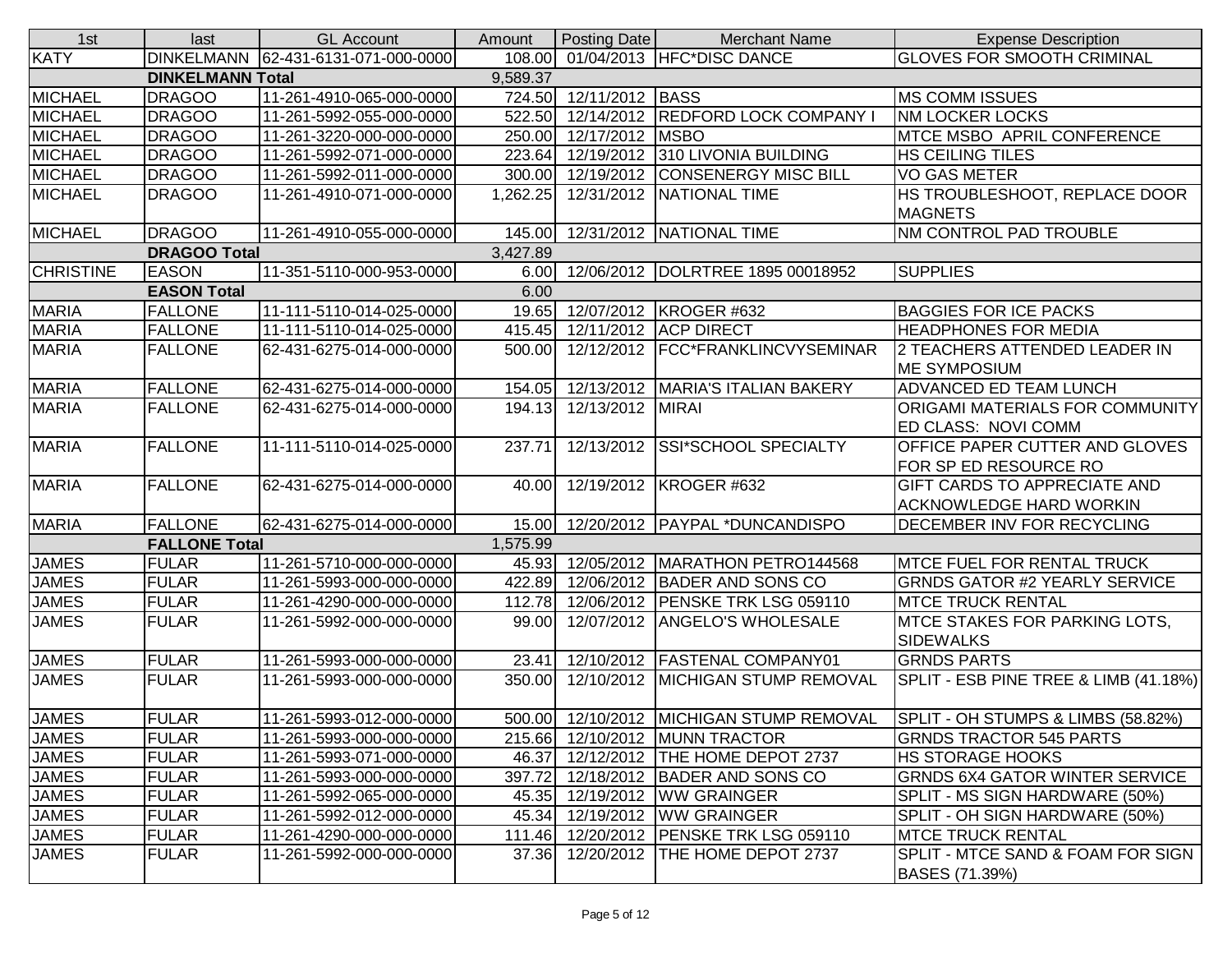| 1st | last | GL Account | Amount | Posting Date | Merchant Name | Expense Description |
|---|---|---|---|---|---|---|
| KATY | DINKELMANN | 62-431-6131-071-000-0000 | 108.00 | 01/04/2013 | HFC*DISC DANCE | GLOVES FOR SMOOTH CRIMINAL |
| | DINKELMANN Total | | 9,589.37 | | | |
| MICHAEL | DRAGOO | 11-261-4910-065-000-0000 | 724.50 | 12/11/2012 | BASS | MS COMM ISSUES |
| MICHAEL | DRAGOO | 11-261-5992-055-000-0000 | 522.50 | 12/14/2012 | REDFORD LOCK COMPANY I | NM LOCKER LOCKS |
| MICHAEL | DRAGOO | 11-261-3220-000-000-0000 | 250.00 | 12/17/2012 | MSBO | MTCE MSBO APRIL CONFERENCE |
| MICHAEL | DRAGOO | 11-261-5992-071-000-0000 | 223.64 | 12/19/2012 | 310 LIVONIA BUILDING | HS CEILING TILES |
| MICHAEL | DRAGOO | 11-261-5992-011-000-0000 | 300.00 | 12/19/2012 | CONSENERGY MISC BILL | VO GAS METER |
| MICHAEL | DRAGOO | 11-261-4910-071-000-0000 | 1,262.25 | 12/31/2012 | NATIONAL TIME | HS TROUBLESHOOT, REPLACE DOOR MAGNETS |
| MICHAEL | DRAGOO | 11-261-4910-055-000-0000 | 145.00 | 12/31/2012 | NATIONAL TIME | NM CONTROL PAD TROUBLE |
| | DRAGOO Total | | 3,427.89 | | | |
| CHRISTINE | EASON | 11-351-5110-000-953-0000 | 6.00 | 12/06/2012 | DOLRTREE 1895 00018952 | SUPPLIES |
| | EASON Total | | 6.00 | | | |
| MARIA | FALLONE | 11-111-5110-014-025-0000 | 19.65 | 12/07/2012 | KROGER #632 | BAGGIES FOR ICE PACKS |
| MARIA | FALLONE | 11-111-5110-014-025-0000 | 415.45 | 12/11/2012 | ACP DIRECT | HEADPHONES FOR MEDIA |
| MARIA | FALLONE | 62-431-6275-014-000-0000 | 500.00 | 12/12/2012 | FCC*FRANKLINCVYSEMINAR | 2 TEACHERS ATTENDED LEADER IN ME SYMPOSIUM |
| MARIA | FALLONE | 62-431-6275-014-000-0000 | 154.05 | 12/13/2012 | MARIA'S ITALIAN BAKERY | ADVANCED ED TEAM LUNCH |
| MARIA | FALLONE | 62-431-6275-014-000-0000 | 194.13 | 12/13/2012 | MIRAI | ORIGAMI MATERIALS FOR COMMUNITY ED CLASS: NOVI COMM |
| MARIA | FALLONE | 11-111-5110-014-025-0000 | 237.71 | 12/13/2012 | SSI*SCHOOL SPECIALTY | OFFICE PAPER CUTTER AND GLOVES FOR SP ED RESOURCE RO |
| MARIA | FALLONE | 62-431-6275-014-000-0000 | 40.00 | 12/19/2012 | KROGER #632 | GIFT CARDS TO APPRECIATE AND ACKNOWLEDGE HARD WORKIN |
| MARIA | FALLONE | 62-431-6275-014-000-0000 | 15.00 | 12/20/2012 | PAYPAL *DUNCANDISPO | DECEMBER INV FOR RECYCLING |
| | FALLONE Total | | 1,575.99 | | | |
| JAMES | FULAR | 11-261-5710-000-000-0000 | 45.93 | 12/05/2012 | MARATHON PETRO144568 | MTCE FUEL FOR RENTAL TRUCK |
| JAMES | FULAR | 11-261-5993-000-000-0000 | 422.89 | 12/06/2012 | BADER AND SONS CO | GRNDS GATOR #2 YEARLY SERVICE |
| JAMES | FULAR | 11-261-4290-000-000-0000 | 112.78 | 12/06/2012 | PENSKE TRK LSG 059110 | MTCE TRUCK RENTAL |
| JAMES | FULAR | 11-261-5992-000-000-0000 | 99.00 | 12/07/2012 | ANGELO'S WHOLESALE | MTCE STAKES FOR PARKING LOTS, SIDEWALKS |
| JAMES | FULAR | 11-261-5993-000-000-0000 | 23.41 | 12/10/2012 | FASTENAL COMPANY01 | GRNDS PARTS |
| JAMES | FULAR | 11-261-5993-000-000-0000 | 350.00 | 12/10/2012 | MICHIGAN STUMP REMOVAL | SPLIT - ESB PINE TREE & LIMB (41.18%) |
| JAMES | FULAR | 11-261-5993-012-000-0000 | 500.00 | 12/10/2012 | MICHIGAN STUMP REMOVAL | SPLIT - OH STUMPS & LIMBS (58.82%) |
| JAMES | FULAR | 11-261-5993-000-000-0000 | 215.66 | 12/10/2012 | MUNN TRACTOR | GRNDS TRACTOR 545 PARTS |
| JAMES | FULAR | 11-261-5993-071-000-0000 | 46.37 | 12/12/2012 | THE HOME DEPOT 2737 | HS STORAGE HOOKS |
| JAMES | FULAR | 11-261-5993-000-000-0000 | 397.72 | 12/18/2012 | BADER AND SONS CO | GRNDS 6X4 GATOR WINTER SERVICE |
| JAMES | FULAR | 11-261-5992-065-000-0000 | 45.35 | 12/19/2012 | WW GRAINGER | SPLIT - MS SIGN HARDWARE (50%) |
| JAMES | FULAR | 11-261-5992-012-000-0000 | 45.34 | 12/19/2012 | WW GRAINGER | SPLIT - OH SIGN HARDWARE (50%) |
| JAMES | FULAR | 11-261-4290-000-000-0000 | 111.46 | 12/20/2012 | PENSKE TRK LSG 059110 | MTCE TRUCK RENTAL |
| JAMES | FULAR | 11-261-5992-000-000-0000 | 37.36 | 12/20/2012 | THE HOME DEPOT 2737 | SPLIT - MTCE SAND & FOAM FOR SIGN BASES (71.39%) |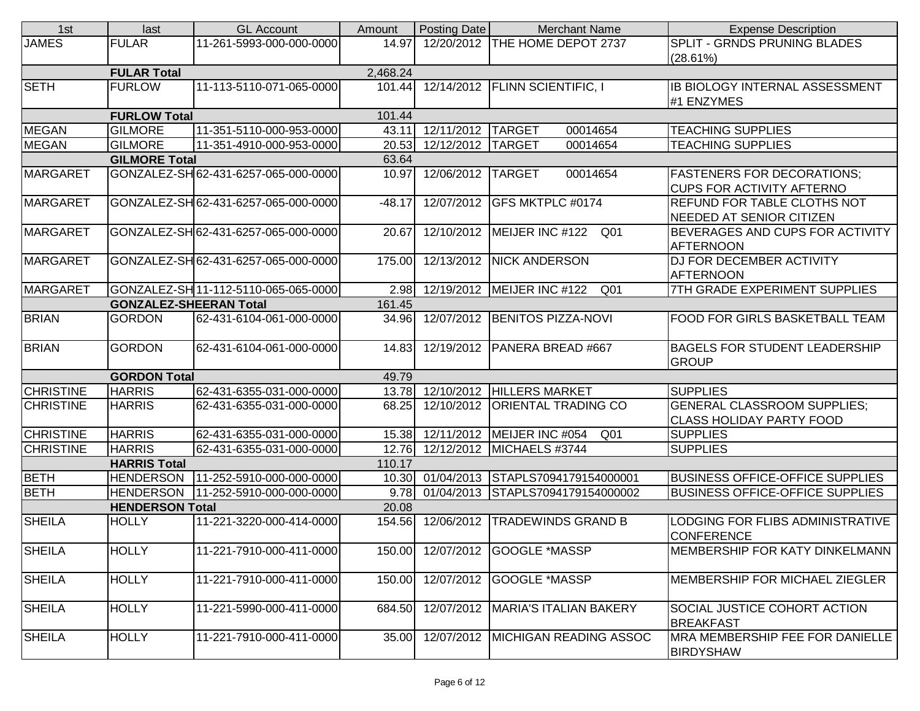| 1st | last | GL Account | Amount | Posting Date | Merchant Name | Expense Description |
|---|---|---|---|---|---|---|
| JAMES | FULAR | 11-261-5993-000-000-0000 | 14.97 | 12/20/2012 | THE HOME DEPOT 2737 | SPLIT - GRNDS PRUNING BLADES (28.61%) |
| | **FULAR Total** | | 2,468.24 | | | |
| SETH | FURLOW | 11-113-5110-071-065-0000 | 101.44 | 12/14/2012 | FLINN SCIENTIFIC, I | IB BIOLOGY INTERNAL ASSESSMENT #1 ENZYMES |
| | **FURLOW Total** | | 101.44 | | | |
| MEGAN | GILMORE | 11-351-5110-000-953-0000 | 43.11 | 12/11/2012 | TARGET 00014654 | TEACHING SUPPLIES |
| MEGAN | GILMORE | 11-351-4910-000-953-0000 | 20.53 | 12/12/2012 | TARGET 00014654 | TEACHING SUPPLIES |
| | **GILMORE Total** | | 63.64 | | | |
| MARGARET | GONZALEZ-SH | 62-431-6257-065-000-0000 | 10.97 | 12/06/2012 | TARGET 00014654 | FASTENERS FOR DECORATIONS; CUPS FOR ACTIVITY AFTERNO |
| MARGARET | GONZALEZ-SH | 62-431-6257-065-000-0000 | -48.17 | 12/07/2012 | GFS MKTPLC #0174 | REFUND FOR TABLE CLOTHS NOT NEEDED AT SENIOR CITIZEN |
| MARGARET | GONZALEZ-SH | 62-431-6257-065-000-0000 | 20.67 | 12/10/2012 | MEIJER INC #122 Q01 | BEVERAGES AND CUPS FOR ACTIVITY AFTERNOON |
| MARGARET | GONZALEZ-SH | 62-431-6257-065-000-0000 | 175.00 | 12/13/2012 | NICK ANDERSON | DJ FOR DECEMBER ACTIVITY AFTERNOON |
| MARGARET | GONZALEZ-SH | 11-112-5110-065-065-0000 | 2.98 | 12/19/2012 | MEIJER INC #122 Q01 | 7TH GRADE EXPERIMENT SUPPLIES |
| | **GONZALEZ-SHEERAN Total** | | 161.45 | | | |
| BRIAN | GORDON | 62-431-6104-061-000-0000 | 34.96 | 12/07/2012 | BENITOS PIZZA-NOVI | FOOD FOR GIRLS BASKETBALL TEAM |
| BRIAN | GORDON | 62-431-6104-061-000-0000 | 14.83 | 12/19/2012 | PANERA BREAD #667 | BAGELS FOR STUDENT LEADERSHIP GROUP |
| | **GORDON Total** | | 49.79 | | | |
| CHRISTINE | HARRIS | 62-431-6355-031-000-0000 | 13.78 | 12/10/2012 | HILLERS MARKET | SUPPLIES |
| CHRISTINE | HARRIS | 62-431-6355-031-000-0000 | 68.25 | 12/10/2012 | ORIENTAL TRADING CO | GENERAL CLASSROOM SUPPLIES; CLASS HOLIDAY PARTY FOOD |
| CHRISTINE | HARRIS | 62-431-6355-031-000-0000 | 15.38 | 12/11/2012 | MEIJER INC #054 Q01 | SUPPLIES |
| CHRISTINE | HARRIS | 62-431-6355-031-000-0000 | 12.76 | 12/12/2012 | MICHAELS #3744 | SUPPLIES |
| | **HARRIS Total** | | 110.17 | | | |
| BETH | HENDERSON | 11-252-5910-000-000-0000 | 10.30 | 01/04/2013 | STAPLS7094179154000001 | BUSINESS OFFICE-OFFICE SUPPLIES |
| BETH | HENDERSON | 11-252-5910-000-000-0000 | 9.78 | 01/04/2013 | STAPLS7094179154000002 | BUSINESS OFFICE-OFFICE SUPPLIES |
| | **HENDERSON Total** | | 20.08 | | | |
| SHEILA | HOLLY | 11-221-3220-000-414-0000 | 154.56 | 12/06/2012 | TRADEWINDS GRAND B | LODGING FOR FLIBS ADMINISTRATIVE CONFERENCE |
| SHEILA | HOLLY | 11-221-7910-000-411-0000 | 150.00 | 12/07/2012 | GOOGLE *MASSP | MEMBERSHIP FOR KATY DINKELMANN |
| SHEILA | HOLLY | 11-221-7910-000-411-0000 | 150.00 | 12/07/2012 | GOOGLE *MASSP | MEMBERSHIP FOR MICHAEL ZIEGLER |
| SHEILA | HOLLY | 11-221-5990-000-411-0000 | 684.50 | 12/07/2012 | MARIA'S ITALIAN BAKERY | SOCIAL JUSTICE COHORT ACTION BREAKFAST |
| SHEILA | HOLLY | 11-221-7910-000-411-0000 | 35.00 | 12/07/2012 | MICHIGAN READING ASSOC | MRA MEMBERSHIP FEE FOR DANIELLE BIRDYSHAW |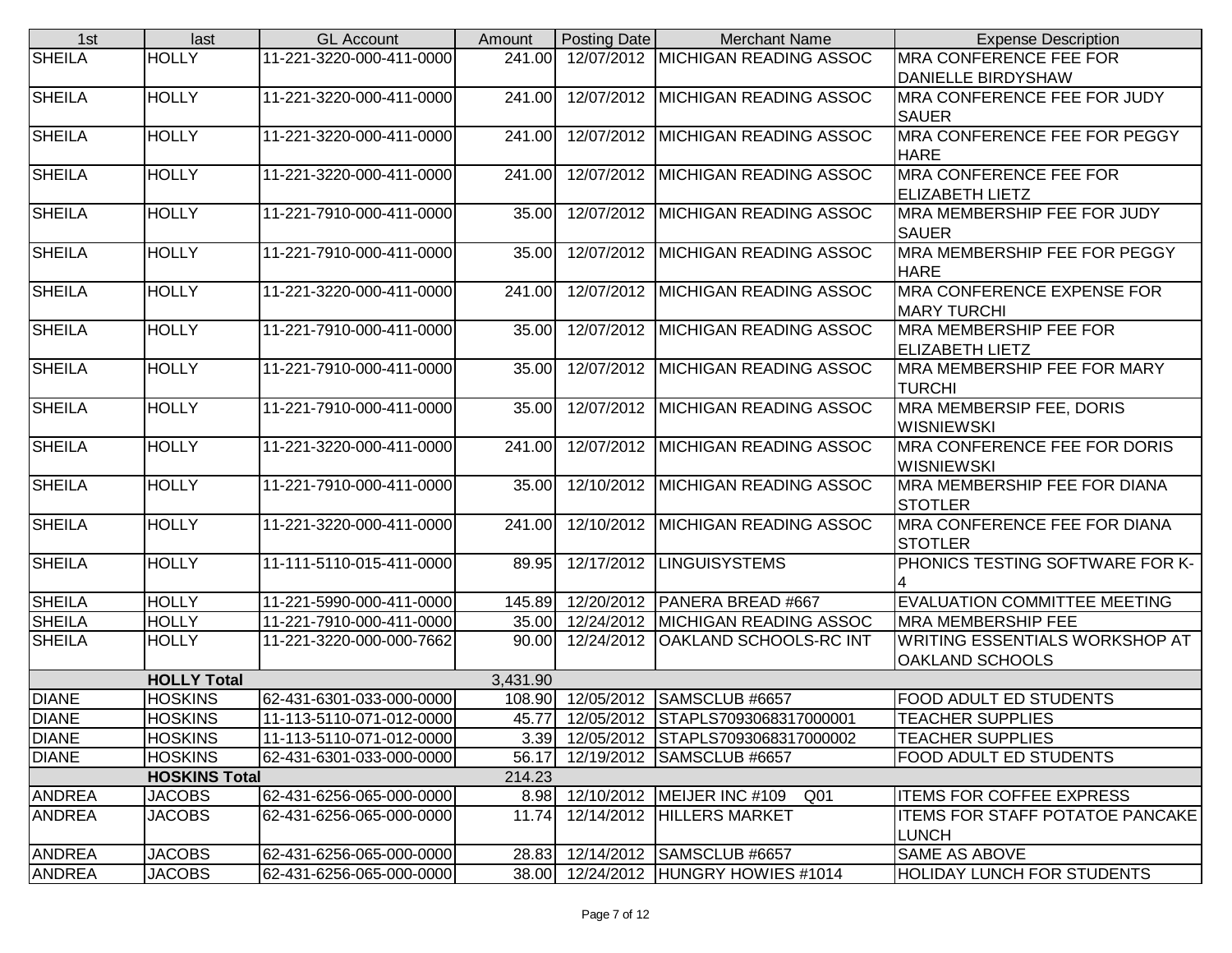| 1st | last | GL Account | Amount | Posting Date | Merchant Name | Expense Description |
|---|---|---|---|---|---|---|
| SHEILA | HOLLY | 11-221-3220-000-411-0000 | 241.00 | 12/07/2012 | MICHIGAN READING ASSOC | MRA CONFERENCE FEE FOR DANIELLE BIRDYSHAW |
| SHEILA | HOLLY | 11-221-3220-000-411-0000 | 241.00 | 12/07/2012 | MICHIGAN READING ASSOC | MRA CONFERENCE FEE FOR JUDY SAUER |
| SHEILA | HOLLY | 11-221-3220-000-411-0000 | 241.00 | 12/07/2012 | MICHIGAN READING ASSOC | MRA CONFERENCE FEE FOR PEGGY HARE |
| SHEILA | HOLLY | 11-221-3220-000-411-0000 | 241.00 | 12/07/2012 | MICHIGAN READING ASSOC | MRA CONFERENCE FEE FOR ELIZABETH LIETZ |
| SHEILA | HOLLY | 11-221-7910-000-411-0000 | 35.00 | 12/07/2012 | MICHIGAN READING ASSOC | MRA MEMBERSHIP FEE FOR JUDY SAUER |
| SHEILA | HOLLY | 11-221-7910-000-411-0000 | 35.00 | 12/07/2012 | MICHIGAN READING ASSOC | MRA MEMBERSHIP FEE FOR PEGGY HARE |
| SHEILA | HOLLY | 11-221-3220-000-411-0000 | 241.00 | 12/07/2012 | MICHIGAN READING ASSOC | MRA CONFERENCE EXPENSE FOR MARY TURCHI |
| SHEILA | HOLLY | 11-221-7910-000-411-0000 | 35.00 | 12/07/2012 | MICHIGAN READING ASSOC | MRA MEMBERSHIP FEE FOR ELIZABETH LIETZ |
| SHEILA | HOLLY | 11-221-7910-000-411-0000 | 35.00 | 12/07/2012 | MICHIGAN READING ASSOC | MRA MEMBERSHIP FEE FOR MARY TURCHI |
| SHEILA | HOLLY | 11-221-7910-000-411-0000 | 35.00 | 12/07/2012 | MICHIGAN READING ASSOC | MRA MEMBERSIP FEE, DORIS WISNIEWSKI |
| SHEILA | HOLLY | 11-221-3220-000-411-0000 | 241.00 | 12/07/2012 | MICHIGAN READING ASSOC | MRA CONFERENCE FEE FOR DORIS WISNIEWSKI |
| SHEILA | HOLLY | 11-221-7910-000-411-0000 | 35.00 | 12/10/2012 | MICHIGAN READING ASSOC | MRA MEMBERSHIP FEE FOR DIANA STOTLER |
| SHEILA | HOLLY | 11-221-3220-000-411-0000 | 241.00 | 12/10/2012 | MICHIGAN READING ASSOC | MRA CONFERENCE FEE FOR DIANA STOTLER |
| SHEILA | HOLLY | 11-111-5110-015-411-0000 | 89.95 | 12/17/2012 | LINGUISYSTEMS | PHONICS TESTING SOFTWARE FOR K-4 |
| SHEILA | HOLLY | 11-221-5990-000-411-0000 | 145.89 | 12/20/2012 | PANERA BREAD #667 | EVALUATION COMMITTEE MEETING |
| SHEILA | HOLLY | 11-221-7910-000-411-0000 | 35.00 | 12/24/2012 | MICHIGAN READING ASSOC | MRA MEMBERSHIP FEE |
| SHEILA | HOLLY | 11-221-3220-000-000-7662 | 90.00 | 12/24/2012 | OAKLAND SCHOOLS-RC INT | WRITING ESSENTIALS WORKSHOP AT OAKLAND SCHOOLS |
| | **HOLLY Total** | | 3,431.90 | | | |
| DIANE | HOSKINS | 62-431-6301-033-000-0000 | 108.90 | 12/05/2012 | SAMSCLUB #6657 | FOOD ADULT ED STUDENTS |
| DIANE | HOSKINS | 11-113-5110-071-012-0000 | 45.77 | 12/05/2012 | STAPLS7093068317000001 | TEACHER SUPPLIES |
| DIANE | HOSKINS | 11-113-5110-071-012-0000 | 3.39 | 12/05/2012 | STAPLS7093068317000002 | TEACHER SUPPLIES |
| DIANE | HOSKINS | 62-431-6301-033-000-0000 | 56.17 | 12/19/2012 | SAMSCLUB #6657 | FOOD ADULT ED STUDENTS |
| | **HOSKINS Total** | | 214.23 | | | |
| ANDREA | JACOBS | 62-431-6256-065-000-0000 | 8.98 | 12/10/2012 | MEIJER INC #109 Q01 | ITEMS FOR COFFEE EXPRESS |
| ANDREA | JACOBS | 62-431-6256-065-000-0000 | 11.74 | 12/14/2012 | HILLERS MARKET | ITEMS FOR STAFF POTATOE PANCAKE LUNCH |
| ANDREA | JACOBS | 62-431-6256-065-000-0000 | 28.83 | 12/14/2012 | SAMSCLUB #6657 | SAME AS ABOVE |
| ANDREA | JACOBS | 62-431-6256-065-000-0000 | 38.00 | 12/24/2012 | HUNGRY HOWIES #1014 | HOLIDAY LUNCH FOR STUDENTS |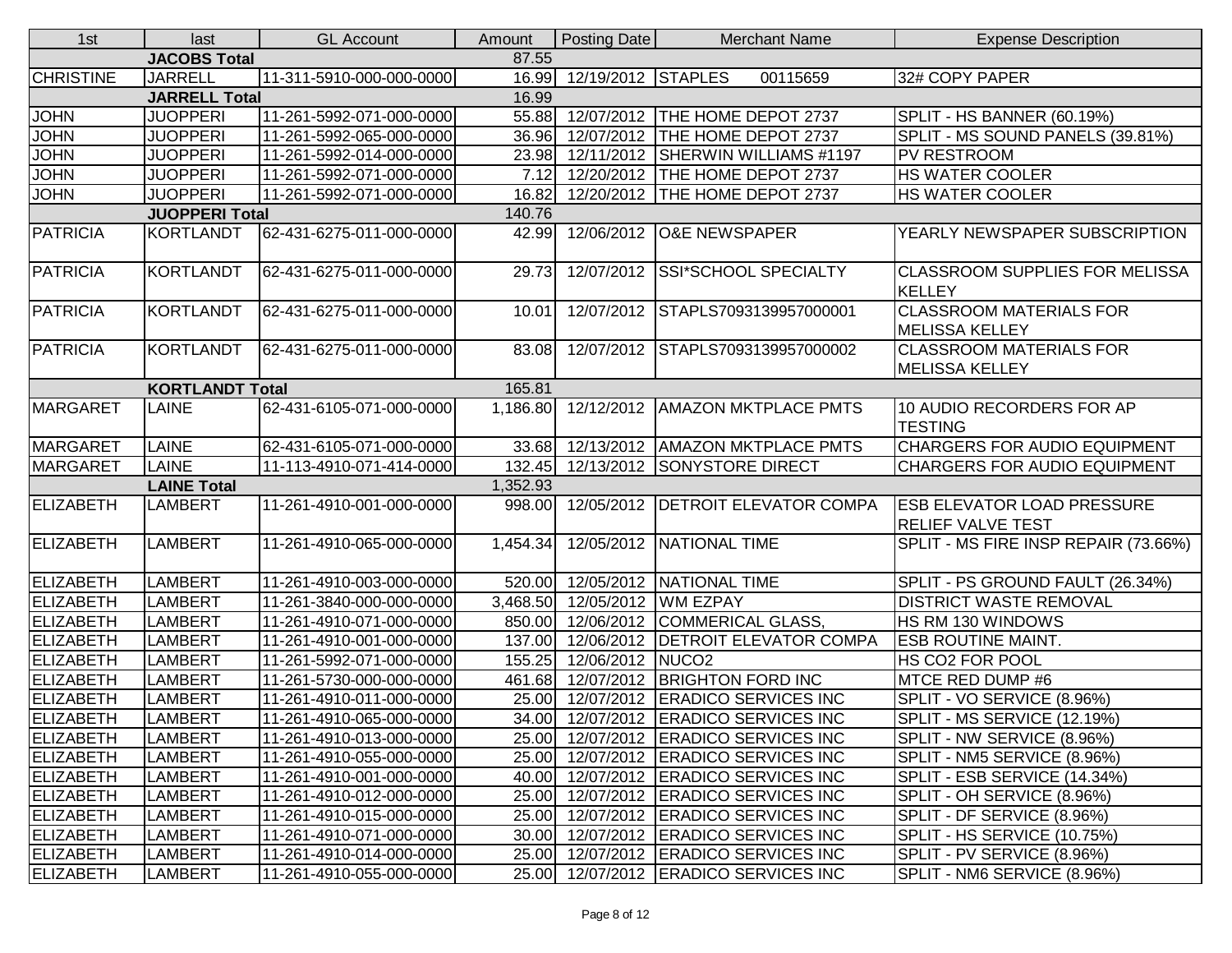| 1st | last | GL Account | Amount | Posting Date | Merchant Name | Expense Description |
|---|---|---|---|---|---|---|
| | JACOBS Total | | 87.55 | | | |
| CHRISTINE | JARRELL | 11-311-5910-000-000-0000 | 16.99 | 12/19/2012 | STAPLES 00115659 | 32# COPY PAPER |
| | JARRELL Total | | 16.99 | | | |
| JOHN | JUOPPERI | 11-261-5992-071-000-0000 | 55.88 | 12/07/2012 | THE HOME DEPOT 2737 | SPLIT - HS BANNER (60.19%) |
| JOHN | JUOPPERI | 11-261-5992-065-000-0000 | 36.96 | 12/07/2012 | THE HOME DEPOT 2737 | SPLIT - MS SOUND PANELS (39.81%) |
| JOHN | JUOPPERI | 11-261-5992-014-000-0000 | 23.98 | 12/11/2012 | SHERWIN WILLIAMS #1197 | PV RESTROOM |
| JOHN | JUOPPERI | 11-261-5992-071-000-0000 | 7.12 | 12/20/2012 | THE HOME DEPOT 2737 | HS WATER COOLER |
| JOHN | JUOPPERI | 11-261-5992-071-000-0000 | 16.82 | 12/20/2012 | THE HOME DEPOT 2737 | HS WATER COOLER |
| | JUOPPERI Total | | 140.76 | | | |
| PATRICIA | KORTLANDT | 62-431-6275-011-000-0000 | 42.99 | 12/06/2012 | O&E NEWSPAPER | YEARLY NEWSPAPER SUBSCRIPTION |
| PATRICIA | KORTLANDT | 62-431-6275-011-000-0000 | 29.73 | 12/07/2012 | SSI*SCHOOL SPECIALTY | CLASSROOM SUPPLIES FOR MELISSA KELLEY |
| PATRICIA | KORTLANDT | 62-431-6275-011-000-0000 | 10.01 | 12/07/2012 | STAPLS7093139957000001 | CLASSROOM MATERIALS FOR MELISSA KELLEY |
| PATRICIA | KORTLANDT | 62-431-6275-011-000-0000 | 83.08 | 12/07/2012 | STAPLS7093139957000002 | CLASSROOM MATERIALS FOR MELISSA KELLEY |
| | KORTLANDT Total | | 165.81 | | | |
| MARGARET | LAINE | 62-431-6105-071-000-0000 | 1,186.80 | 12/12/2012 | AMAZON MKTPLACE PMTS | 10 AUDIO RECORDERS FOR AP TESTING |
| MARGARET | LAINE | 62-431-6105-071-000-0000 | 33.68 | 12/13/2012 | AMAZON MKTPLACE PMTS | CHARGERS FOR AUDIO EQUIPMENT |
| MARGARET | LAINE | 11-113-4910-071-414-0000 | 132.45 | 12/13/2012 | SONYSTORE DIRECT | CHARGERS FOR AUDIO EQUIPMENT |
| | LAINE Total | | 1,352.93 | | | |
| ELIZABETH | LAMBERT | 11-261-4910-001-000-0000 | 998.00 | 12/05/2012 | DETROIT ELEVATOR COMPA | ESB ELEVATOR LOAD PRESSURE RELIEF VALVE TEST |
| ELIZABETH | LAMBERT | 11-261-4910-065-000-0000 | 1,454.34 | 12/05/2012 | NATIONAL TIME | SPLIT - MS FIRE INSP REPAIR (73.66%) |
| ELIZABETH | LAMBERT | 11-261-4910-003-000-0000 | 520.00 | 12/05/2012 | NATIONAL TIME | SPLIT - PS GROUND FAULT (26.34%) |
| ELIZABETH | LAMBERT | 11-261-3840-000-000-0000 | 3,468.50 | 12/05/2012 | WM EZPAY | DISTRICT WASTE REMOVAL |
| ELIZABETH | LAMBERT | 11-261-4910-071-000-0000 | 850.00 | 12/06/2012 | COMMERICAL GLASS, | HS RM 130 WINDOWS |
| ELIZABETH | LAMBERT | 11-261-4910-001-000-0000 | 137.00 | 12/06/2012 | DETROIT ELEVATOR COMPA | ESB ROUTINE MAINT. |
| ELIZABETH | LAMBERT | 11-261-5992-071-000-0000 | 155.25 | 12/06/2012 | NUCO2 | HS CO2 FOR POOL |
| ELIZABETH | LAMBERT | 11-261-5730-000-000-0000 | 461.68 | 12/07/2012 | BRIGHTON FORD INC | MTCE RED DUMP #6 |
| ELIZABETH | LAMBERT | 11-261-4910-011-000-0000 | 25.00 | 12/07/2012 | ERADICO SERVICES INC | SPLIT - VO SERVICE (8.96%) |
| ELIZABETH | LAMBERT | 11-261-4910-065-000-0000 | 34.00 | 12/07/2012 | ERADICO SERVICES INC | SPLIT - MS SERVICE (12.19%) |
| ELIZABETH | LAMBERT | 11-261-4910-013-000-0000 | 25.00 | 12/07/2012 | ERADICO SERVICES INC | SPLIT - NW SERVICE (8.96%) |
| ELIZABETH | LAMBERT | 11-261-4910-055-000-0000 | 25.00 | 12/07/2012 | ERADICO SERVICES INC | SPLIT - NM5 SERVICE (8.96%) |
| ELIZABETH | LAMBERT | 11-261-4910-001-000-0000 | 40.00 | 12/07/2012 | ERADICO SERVICES INC | SPLIT - ESB SERVICE (14.34%) |
| ELIZABETH | LAMBERT | 11-261-4910-012-000-0000 | 25.00 | 12/07/2012 | ERADICO SERVICES INC | SPLIT - OH SERVICE (8.96%) |
| ELIZABETH | LAMBERT | 11-261-4910-015-000-0000 | 25.00 | 12/07/2012 | ERADICO SERVICES INC | SPLIT - DF SERVICE (8.96%) |
| ELIZABETH | LAMBERT | 11-261-4910-071-000-0000 | 30.00 | 12/07/2012 | ERADICO SERVICES INC | SPLIT - HS SERVICE (10.75%) |
| ELIZABETH | LAMBERT | 11-261-4910-014-000-0000 | 25.00 | 12/07/2012 | ERADICO SERVICES INC | SPLIT - PV SERVICE (8.96%) |
| ELIZABETH | LAMBERT | 11-261-4910-055-000-0000 | 25.00 | 12/07/2012 | ERADICO SERVICES INC | SPLIT - NM6 SERVICE (8.96%) |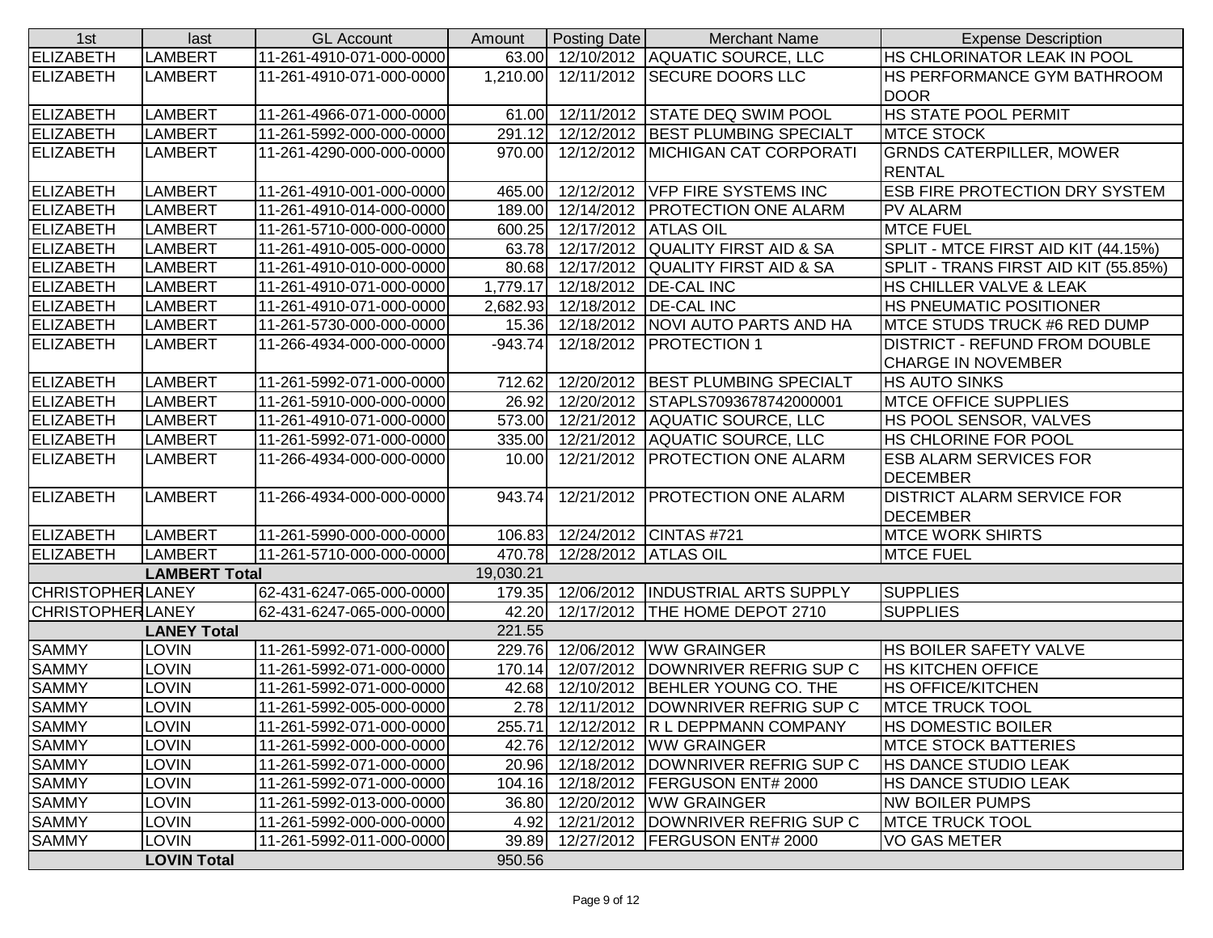| 1st | last | GL Account | Amount | Posting Date | Merchant Name | Expense Description |
|---|---|---|---|---|---|---|
| ELIZABETH | LAMBERT | 11-261-4910-071-000-0000 | 63.00 | 12/10/2012 | AQUATIC SOURCE, LLC | HS CHLORINATOR LEAK IN POOL |
| ELIZABETH | LAMBERT | 11-261-4910-071-000-0000 | 1,210.00 | 12/11/2012 | SECURE DOORS LLC | HS PERFORMANCE GYM BATHROOM DOOR |
| ELIZABETH | LAMBERT | 11-261-4966-071-000-0000 | 61.00 | 12/11/2012 | STATE DEQ SWIM POOL | HS STATE POOL PERMIT |
| ELIZABETH | LAMBERT | 11-261-5992-000-000-0000 | 291.12 | 12/12/2012 | BEST PLUMBING SPECIALT | MTCE STOCK |
| ELIZABETH | LAMBERT | 11-261-4290-000-000-0000 | 970.00 | 12/12/2012 | MICHIGAN CAT CORPORATI | GRNDS CATERPILLER, MOWER RENTAL |
| ELIZABETH | LAMBERT | 11-261-4910-001-000-0000 | 465.00 | 12/12/2012 | VFP FIRE SYSTEMS INC | ESB FIRE PROTECTION DRY SYSTEM |
| ELIZABETH | LAMBERT | 11-261-4910-014-000-0000 | 189.00 | 12/14/2012 | PROTECTION ONE ALARM | PV ALARM |
| ELIZABETH | LAMBERT | 11-261-5710-000-000-0000 | 600.25 | 12/17/2012 | ATLAS OIL | MTCE FUEL |
| ELIZABETH | LAMBERT | 11-261-4910-005-000-0000 | 63.78 | 12/17/2012 | QUALITY FIRST AID & SA | SPLIT - MTCE FIRST AID KIT (44.15%) |
| ELIZABETH | LAMBERT | 11-261-4910-010-000-0000 | 80.68 | 12/17/2012 | QUALITY FIRST AID & SA | SPLIT - TRANS FIRST AID KIT (55.85%) |
| ELIZABETH | LAMBERT | 11-261-4910-071-000-0000 | 1,779.17 | 12/18/2012 | DE-CAL INC | HS CHILLER VALVE & LEAK |
| ELIZABETH | LAMBERT | 11-261-4910-071-000-0000 | 2,682.93 | 12/18/2012 | DE-CAL INC | HS PNEUMATIC POSITIONER |
| ELIZABETH | LAMBERT | 11-261-5730-000-000-0000 | 15.36 | 12/18/2012 | NOVI AUTO PARTS AND HA | MTCE STUDS TRUCK #6 RED DUMP |
| ELIZABETH | LAMBERT | 11-266-4934-000-000-0000 | -943.74 | 12/18/2012 | PROTECTION 1 | DISTRICT - REFUND FROM DOUBLE CHARGE IN NOVEMBER |
| ELIZABETH | LAMBERT | 11-261-5992-071-000-0000 | 712.62 | 12/20/2012 | BEST PLUMBING SPECIALT | HS AUTO SINKS |
| ELIZABETH | LAMBERT | 11-261-5910-000-000-0000 | 26.92 | 12/20/2012 | STAPLS7093678742000001 | MTCE OFFICE SUPPLIES |
| ELIZABETH | LAMBERT | 11-261-4910-071-000-0000 | 573.00 | 12/21/2012 | AQUATIC SOURCE, LLC | HS POOL SENSOR, VALVES |
| ELIZABETH | LAMBERT | 11-261-5992-071-000-0000 | 335.00 | 12/21/2012 | AQUATIC SOURCE, LLC | HS CHLORINE FOR POOL |
| ELIZABETH | LAMBERT | 11-266-4934-000-000-0000 | 10.00 | 12/21/2012 | PROTECTION ONE ALARM | ESB ALARM SERVICES FOR DECEMBER |
| ELIZABETH | LAMBERT | 11-266-4934-000-000-0000 | 943.74 | 12/21/2012 | PROTECTION ONE ALARM | DISTRICT ALARM SERVICE FOR DECEMBER |
| ELIZABETH | LAMBERT | 11-261-5990-000-000-0000 | 106.83 | 12/24/2012 | CINTAS #721 | MTCE WORK SHIRTS |
| ELIZABETH | LAMBERT | 11-261-5710-000-000-0000 | 470.78 | 12/28/2012 | ATLAS OIL | MTCE FUEL |
| | **LAMBERT Total** | | 19,030.21 | | | |
| CHRISTOPHER | LANEY | 62-431-6247-065-000-0000 | 179.35 | 12/06/2012 | INDUSTRIAL ARTS SUPPLY | SUPPLIES |
| CHRISTOPHER | LANEY | 62-431-6247-065-000-0000 | 42.20 | 12/17/2012 | THE HOME DEPOT 2710 | SUPPLIES |
| | **LANEY Total** | | 221.55 | | | |
| SAMMY | LOVIN | 11-261-5992-071-000-0000 | 229.76 | 12/06/2012 | WW GRAINGER | HS BOILER SAFETY VALVE |
| SAMMY | LOVIN | 11-261-5992-071-000-0000 | 170.14 | 12/07/2012 | DOWNRIVER REFRIG SUP C | HS KITCHEN OFFICE |
| SAMMY | LOVIN | 11-261-5992-071-000-0000 | 42.68 | 12/10/2012 | BEHLER YOUNG CO. THE | HS OFFICE/KITCHEN |
| SAMMY | LOVIN | 11-261-5992-005-000-0000 | 2.78 | 12/11/2012 | DOWNRIVER REFRIG SUP C | MTCE TRUCK TOOL |
| SAMMY | LOVIN | 11-261-5992-071-000-0000 | 255.71 | 12/12/2012 | R L DEPPMANN COMPANY | HS DOMESTIC BOILER |
| SAMMY | LOVIN | 11-261-5992-000-000-0000 | 42.76 | 12/12/2012 | WW GRAINGER | MTCE STOCK BATTERIES |
| SAMMY | LOVIN | 11-261-5992-071-000-0000 | 20.96 | 12/18/2012 | DOWNRIVER REFRIG SUP C | HS DANCE STUDIO LEAK |
| SAMMY | LOVIN | 11-261-5992-071-000-0000 | 104.16 | 12/18/2012 | FERGUSON ENT# 2000 | HS DANCE STUDIO LEAK |
| SAMMY | LOVIN | 11-261-5992-013-000-0000 | 36.80 | 12/20/2012 | WW GRAINGER | NW BOILER PUMPS |
| SAMMY | LOVIN | 11-261-5992-000-000-0000 | 4.92 | 12/21/2012 | DOWNRIVER REFRIG SUP C | MTCE TRUCK TOOL |
| SAMMY | LOVIN | 11-261-5992-011-000-0000 | 39.89 | 12/27/2012 | FERGUSON ENT# 2000 | VO GAS METER |
| | **LOVIN Total** | | 950.56 | | | |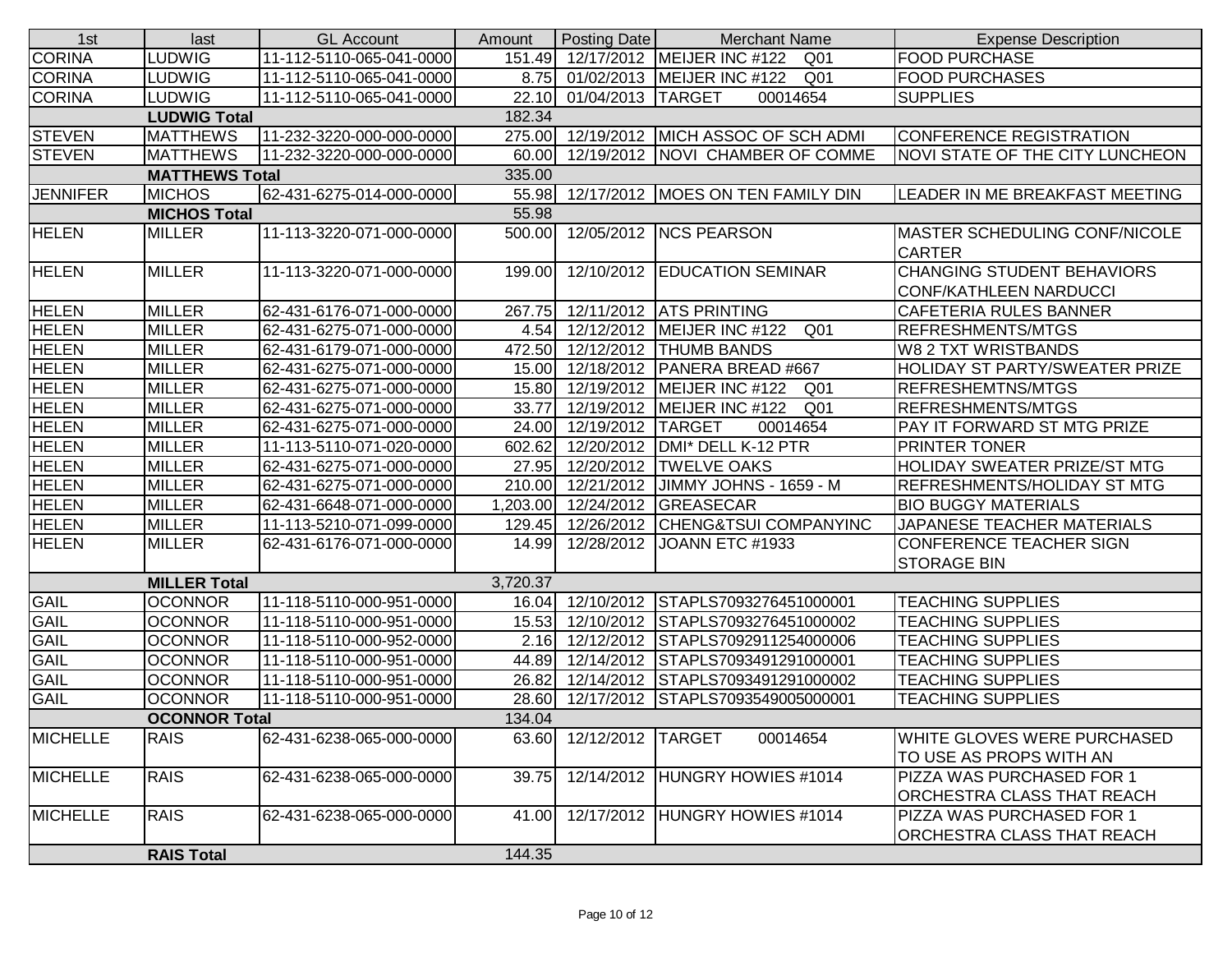| 1st | last | GL Account | Amount | Posting Date | Merchant Name | Expense Description |
|---|---|---|---|---|---|---|
| CORINA | LUDWIG | 11-112-5110-065-041-0000 | 151.49 | 12/17/2012 | MEIJER INC #122 Q01 | FOOD PURCHASE |
| CORINA | LUDWIG | 11-112-5110-065-041-0000 | 8.75 | 01/02/2013 | MEIJER INC #122 Q01 | FOOD PURCHASES |
| CORINA | LUDWIG | 11-112-5110-065-041-0000 | 22.10 | 01/04/2013 | TARGET 00014654 | SUPPLIES |
| | LUDWIG Total | | 182.34 | | | |
| STEVEN | MATTHEWS | 11-232-3220-000-000-0000 | 275.00 | 12/19/2012 | MICH ASSOC OF SCH ADMI | CONFERENCE REGISTRATION |
| STEVEN | MATTHEWS | 11-232-3220-000-000-0000 | 60.00 | 12/19/2012 | NOVI CHAMBER OF COMME | NOVI STATE OF THE CITY LUNCHEON |
| | MATTHEWS Total | | 335.00 | | | |
| JENNIFER | MICHOS | 62-431-6275-014-000-0000 | 55.98 | 12/17/2012 | MOES ON TEN FAMILY DIN | LEADER IN ME BREAKFAST MEETING |
| | MICHOS Total | | 55.98 | | | |
| HELEN | MILLER | 11-113-3220-071-000-0000 | 500.00 | 12/05/2012 | NCS PEARSON | MASTER SCHEDULING CONF/NICOLE CARTER |
| HELEN | MILLER | 11-113-3220-071-000-0000 | 199.00 | 12/10/2012 | EDUCATION SEMINAR | CHANGING STUDENT BEHAVIORS CONF/KATHLEEN NARDUCCI |
| HELEN | MILLER | 62-431-6176-071-000-0000 | 267.75 | 12/11/2012 | ATS PRINTING | CAFETERIA RULES BANNER |
| HELEN | MILLER | 62-431-6275-071-000-0000 | 4.54 | 12/12/2012 | MEIJER INC #122 Q01 | REFRESHMENTS/MTGS |
| HELEN | MILLER | 62-431-6179-071-000-0000 | 472.50 | 12/12/2012 | THUMB BANDS | W8 2 TXT WRISTBANDS |
| HELEN | MILLER | 62-431-6275-071-000-0000 | 15.00 | 12/18/2012 | PANERA BREAD #667 | HOLIDAY ST PARTY/SWEATER PRIZE |
| HELEN | MILLER | 62-431-6275-071-000-0000 | 15.80 | 12/19/2012 | MEIJER INC #122 Q01 | REFRESHEMTNS/MTGS |
| HELEN | MILLER | 62-431-6275-071-000-0000 | 33.77 | 12/19/2012 | MEIJER INC #122 Q01 | REFRESHMENTS/MTGS |
| HELEN | MILLER | 62-431-6275-071-000-0000 | 24.00 | 12/19/2012 | TARGET 00014654 | PAY IT FORWARD ST MTG PRIZE |
| HELEN | MILLER | 11-113-5110-071-020-0000 | 602.62 | 12/20/2012 | DMI* DELL K-12 PTR | PRINTER TONER |
| HELEN | MILLER | 62-431-6275-071-000-0000 | 27.95 | 12/20/2012 | TWELVE OAKS | HOLIDAY SWEATER PRIZE/ST MTG |
| HELEN | MILLER | 62-431-6275-071-000-0000 | 210.00 | 12/21/2012 | JIMMY JOHNS - 1659 - M | REFRESHMENTS/HOLIDAY ST MTG |
| HELEN | MILLER | 62-431-6648-071-000-0000 | 1,203.00 | 12/24/2012 | GREASECAR | BIO BUGGY MATERIALS |
| HELEN | MILLER | 11-113-5210-071-099-0000 | 129.45 | 12/26/2012 | CHENG&TSUI COMPANYINC | JAPANESE TEACHER MATERIALS |
| HELEN | MILLER | 62-431-6176-071-000-0000 | 14.99 | 12/28/2012 | JOANN ETC #1933 | CONFERENCE TEACHER SIGN STORAGE BIN |
| | MILLER Total | | 3,720.37 | | | |
| GAIL | OCONNOR | 11-118-5110-000-951-0000 | 16.04 | 12/10/2012 | STAPLS7093276451000001 | TEACHING SUPPLIES |
| GAIL | OCONNOR | 11-118-5110-000-951-0000 | 15.53 | 12/10/2012 | STAPLS7093276451000002 | TEACHING SUPPLIES |
| GAIL | OCONNOR | 11-118-5110-000-952-0000 | 2.16 | 12/12/2012 | STAPLS7092911254000006 | TEACHING SUPPLIES |
| GAIL | OCONNOR | 11-118-5110-000-951-0000 | 44.89 | 12/14/2012 | STAPLS7093491291000001 | TEACHING SUPPLIES |
| GAIL | OCONNOR | 11-118-5110-000-951-0000 | 26.82 | 12/14/2012 | STAPLS7093491291000002 | TEACHING SUPPLIES |
| GAIL | OCONNOR | 11-118-5110-000-951-0000 | 28.60 | 12/17/2012 | STAPLS7093549005000001 | TEACHING SUPPLIES |
| | OCONNOR Total | | 134.04 | | | |
| MICHELLE | RAIS | 62-431-6238-065-000-0000 | 63.60 | 12/12/2012 | TARGET 00014654 | WHITE GLOVES WERE PURCHASED TO USE AS PROPS WITH AN |
| MICHELLE | RAIS | 62-431-6238-065-000-0000 | 39.75 | 12/14/2012 | HUNGRY HOWIES #1014 | PIZZA WAS PURCHASED FOR 1 ORCHESTRA CLASS THAT REACH |
| MICHELLE | RAIS | 62-431-6238-065-000-0000 | 41.00 | 12/17/2012 | HUNGRY HOWIES #1014 | PIZZA WAS PURCHASED FOR 1 ORCHESTRA CLASS THAT REACH |
| | RAIS Total | | 144.35 | | | |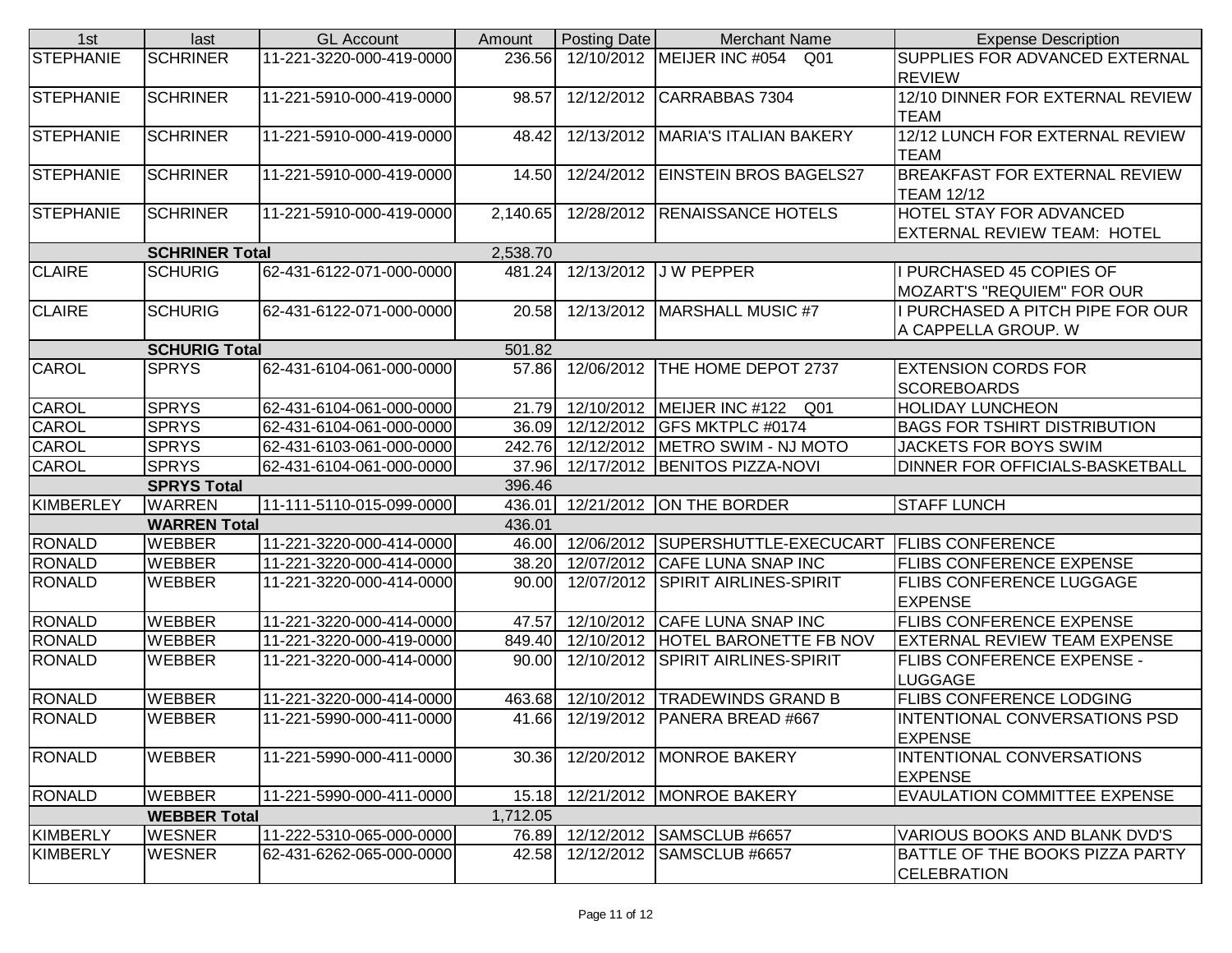| 1st | last | GL Account | Amount | Posting Date | Merchant Name | Expense Description |
|---|---|---|---|---|---|---|
| STEPHANIE | SCHRINER | 11-221-3220-000-419-0000 | 236.56 | 12/10/2012 | MEIJER INC #054 Q01 | SUPPLIES FOR ADVANCED EXTERNAL REVIEW |
| STEPHANIE | SCHRINER | 11-221-5910-000-419-0000 | 98.57 | 12/12/2012 | CARRABBAS 7304 | 12/10 DINNER FOR EXTERNAL REVIEW TEAM |
| STEPHANIE | SCHRINER | 11-221-5910-000-419-0000 | 48.42 | 12/13/2012 | MARIA'S ITALIAN BAKERY | 12/12 LUNCH FOR EXTERNAL REVIEW TEAM |
| STEPHANIE | SCHRINER | 11-221-5910-000-419-0000 | 14.50 | 12/24/2012 | EINSTEIN BROS BAGELS27 | BREAKFAST FOR EXTERNAL REVIEW TEAM 12/12 |
| STEPHANIE | SCHRINER | 11-221-5910-000-419-0000 | 2,140.65 | 12/28/2012 | RENAISSANCE HOTELS | HOTEL STAY FOR ADVANCED EXTERNAL REVIEW TEAM: HOTEL |
| | **SCHRINER Total** | | 2,538.70 | | | |
| CLAIRE | SCHURIG | 62-431-6122-071-000-0000 | 481.24 | 12/13/2012 | J W PEPPER | I PURCHASED 45 COPIES OF MOZART'S "REQUIEM" FOR OUR |
| CLAIRE | SCHURIG | 62-431-6122-071-000-0000 | 20.58 | 12/13/2012 | MARSHALL MUSIC #7 | I PURCHASED A PITCH PIPE FOR OUR A CAPPELLA GROUP. W |
| | **SCHURIG Total** | | 501.82 | | | |
| CAROL | SPRYS | 62-431-6104-061-000-0000 | 57.86 | 12/06/2012 | THE HOME DEPOT 2737 | EXTENSION CORDS FOR SCOREBOARDS |
| CAROL | SPRYS | 62-431-6104-061-000-0000 | 21.79 | 12/10/2012 | MEIJER INC #122 Q01 | HOLIDAY LUNCHEON |
| CAROL | SPRYS | 62-431-6104-061-000-0000 | 36.09 | 12/12/2012 | GFS MKTPLC #0174 | BAGS FOR TSHIRT DISTRIBUTION |
| CAROL | SPRYS | 62-431-6103-061-000-0000 | 242.76 | 12/12/2012 | METRO SWIM - NJ MOTO | JACKETS FOR BOYS SWIM |
| CAROL | SPRYS | 62-431-6104-061-000-0000 | 37.96 | 12/17/2012 | BENITOS PIZZA-NOVI | DINNER FOR OFFICIALS-BASKETBALL |
| | **SPRYS Total** | | 396.46 | | | |
| KIMBERLEY | WARREN | 11-111-5110-015-099-0000 | 436.01 | 12/21/2012 | ON THE BORDER | STAFF LUNCH |
| | **WARREN Total** | | 436.01 | | | |
| RONALD | WEBBER | 11-221-3220-000-414-0000 | 46.00 | 12/06/2012 | SUPERSHUTTLE-EXECUCART | FLIBS CONFERENCE |
| RONALD | WEBBER | 11-221-3220-000-414-0000 | 38.20 | 12/07/2012 | CAFE LUNA SNAP INC | FLIBS CONFERENCE EXPENSE |
| RONALD | WEBBER | 11-221-3220-000-414-0000 | 90.00 | 12/07/2012 | SPIRIT AIRLINES-SPIRIT | FLIBS CONFERENCE LUGGAGE EXPENSE |
| RONALD | WEBBER | 11-221-3220-000-414-0000 | 47.57 | 12/10/2012 | CAFE LUNA SNAP INC | FLIBS CONFERENCE EXPENSE |
| RONALD | WEBBER | 11-221-3220-000-419-0000 | 849.40 | 12/10/2012 | HOTEL BARONETTE FB NOV | EXTERNAL REVIEW TEAM EXPENSE |
| RONALD | WEBBER | 11-221-3220-000-414-0000 | 90.00 | 12/10/2012 | SPIRIT AIRLINES-SPIRIT | FLIBS CONFERENCE EXPENSE - LUGGAGE |
| RONALD | WEBBER | 11-221-3220-000-414-0000 | 463.68 | 12/10/2012 | TRADEWINDS GRAND B | FLIBS CONFERENCE LODGING |
| RONALD | WEBBER | 11-221-5990-000-411-0000 | 41.66 | 12/19/2012 | PANERA BREAD #667 | INTENTIONAL CONVERSATIONS PSD EXPENSE |
| RONALD | WEBBER | 11-221-5990-000-411-0000 | 30.36 | 12/20/2012 | MONROE BAKERY | INTENTIONAL CONVERSATIONS EXPENSE |
| RONALD | WEBBER | 11-221-5990-000-411-0000 | 15.18 | 12/21/2012 | MONROE BAKERY | EVAULATION COMMITTEE EXPENSE |
| | **WEBBER Total** | | 1,712.05 | | | |
| KIMBERLY | WESNER | 11-222-5310-065-000-0000 | 76.89 | 12/12/2012 | SAMSCLUB #6657 | VARIOUS BOOKS AND BLANK DVD'S |
| KIMBERLY | WESNER | 62-431-6262-065-000-0000 | 42.58 | 12/12/2012 | SAMSCLUB #6657 | BATTLE OF THE BOOKS PIZZA PARTY CELEBRATION |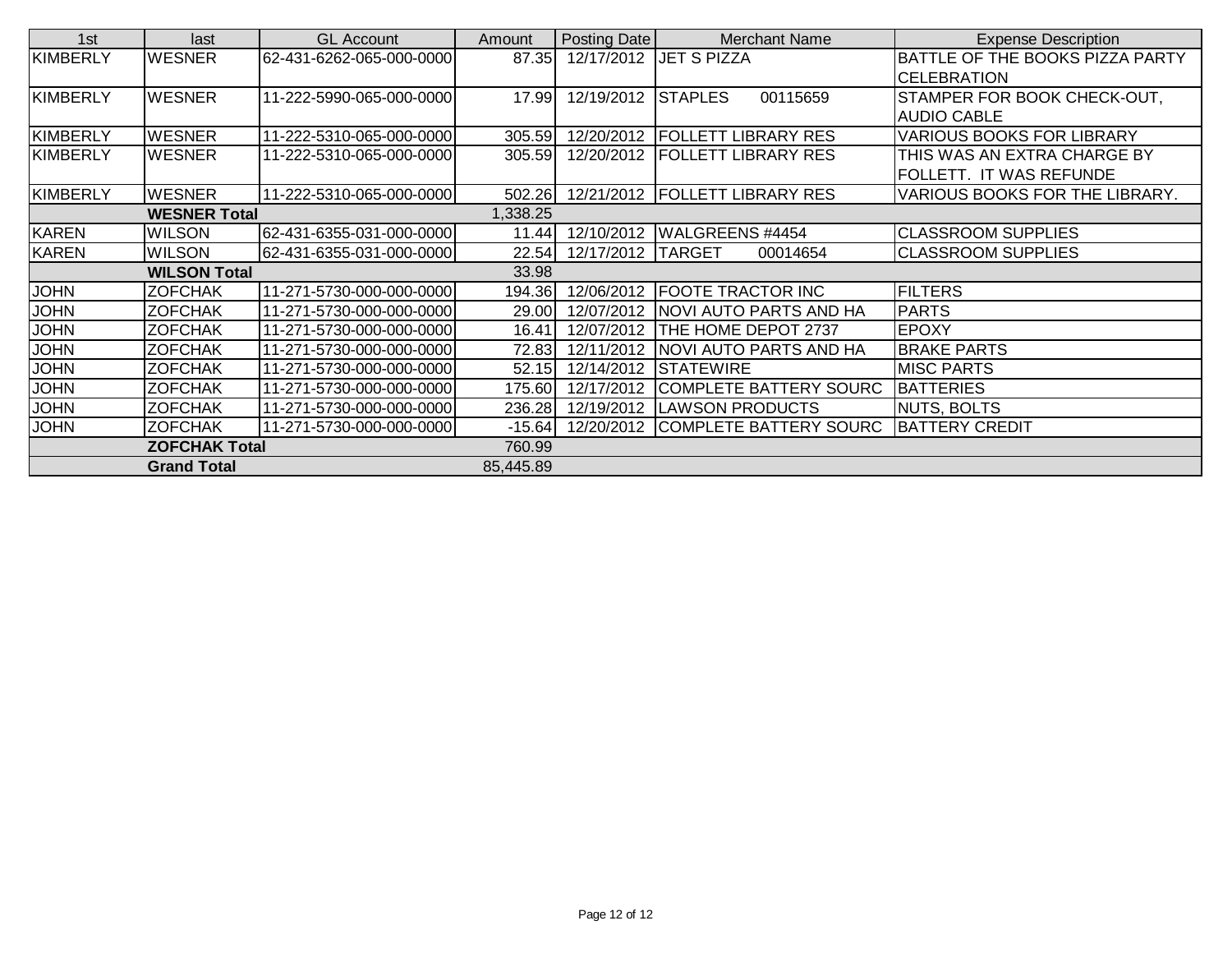| 1st | last | GL Account | Amount | Posting Date | Merchant Name | Expense Description |
|---|---|---|---|---|---|---|
| KIMBERLY | WESNER | 62-431-6262-065-000-0000 | 87.35 | 12/17/2012 | JET S PIZZA | BATTLE OF THE BOOKS PIZZA PARTY CELEBRATION |
| KIMBERLY | WESNER | 11-222-5990-065-000-0000 | 17.99 | 12/19/2012 | STAPLES 00115659 | STAMPER FOR BOOK CHECK-OUT, AUDIO CABLE |
| KIMBERLY | WESNER | 11-222-5310-065-000-0000 | 305.59 | 12/20/2012 | FOLLETT LIBRARY RES | VARIOUS BOOKS FOR LIBRARY |
| KIMBERLY | WESNER | 11-222-5310-065-000-0000 | 305.59 | 12/20/2012 | FOLLETT LIBRARY RES | THIS WAS AN EXTRA CHARGE BY FOLLETT. IT WAS REFUNDE |
| KIMBERLY | WESNER | 11-222-5310-065-000-0000 | 502.26 | 12/21/2012 | FOLLETT LIBRARY RES | VARIOUS BOOKS FOR THE LIBRARY. |
| | **WESNER Total** | | 1,338.25 | | | |
| KAREN | WILSON | 62-431-6355-031-000-0000 | 11.44 | 12/10/2012 | WALGREENS #4454 | CLASSROOM SUPPLIES |
| KAREN | WILSON | 62-431-6355-031-000-0000 | 22.54 | 12/17/2012 | TARGET 00014654 | CLASSROOM SUPPLIES |
| | **WILSON Total** | | 33.98 | | | |
| JOHN | ZOFCHAK | 11-271-5730-000-000-0000 | 194.36 | 12/06/2012 | FOOTE TRACTOR INC | FILTERS |
| JOHN | ZOFCHAK | 11-271-5730-000-000-0000 | 29.00 | 12/07/2012 | NOVI AUTO PARTS AND HA | PARTS |
| JOHN | ZOFCHAK | 11-271-5730-000-000-0000 | 16.41 | 12/07/2012 | THE HOME DEPOT 2737 | EPOXY |
| JOHN | ZOFCHAK | 11-271-5730-000-000-0000 | 72.83 | 12/11/2012 | NOVI AUTO PARTS AND HA | BRAKE PARTS |
| JOHN | ZOFCHAK | 11-271-5730-000-000-0000 | 52.15 | 12/14/2012 | STATEWIRE | MISC PARTS |
| JOHN | ZOFCHAK | 11-271-5730-000-000-0000 | 175.60 | 12/17/2012 | COMPLETE BATTERY SOURC | BATTERIES |
| JOHN | ZOFCHAK | 11-271-5730-000-000-0000 | 236.28 | 12/19/2012 | LAWSON PRODUCTS | NUTS, BOLTS |
| JOHN | ZOFCHAK | 11-271-5730-000-000-0000 | -15.64 | 12/20/2012 | COMPLETE BATTERY SOURC | BATTERY CREDIT |
| | **ZOFCHAK Total** | | 760.99 | | | |
| | **Grand Total** | | 85,445.89 | | | |